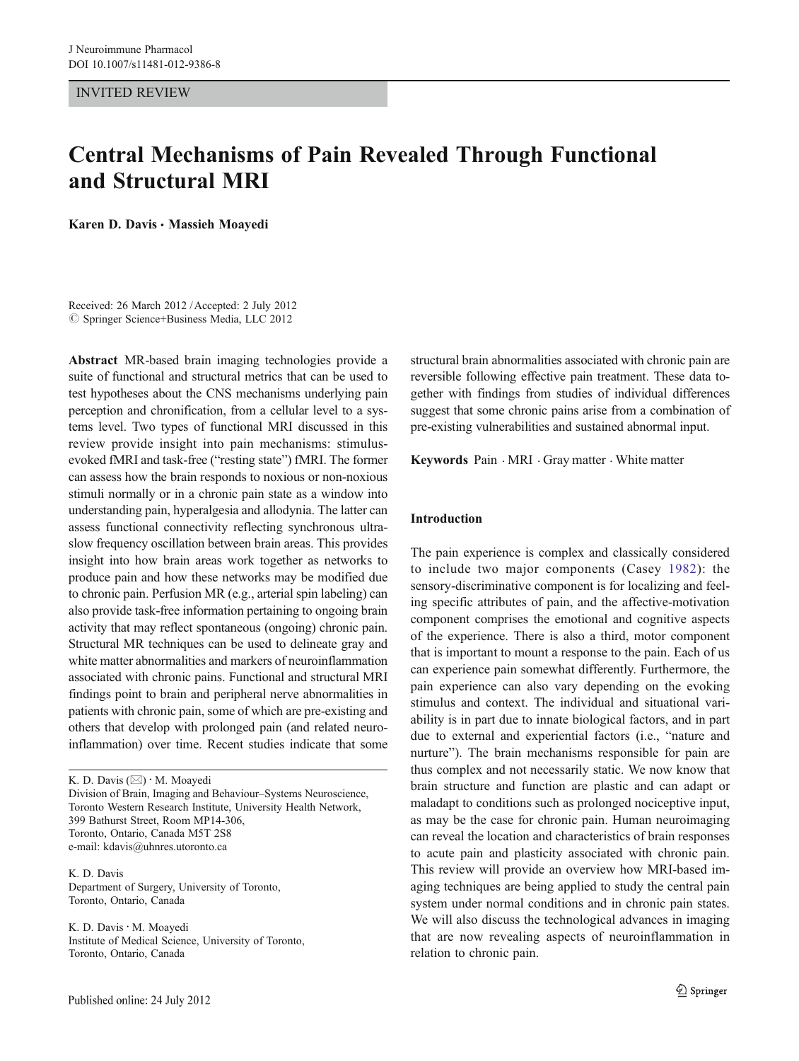INVITED REVIEW

# Central Mechanisms of Pain Revealed Through Functional and Structural MRI

**Karen D. Davis · Massieh Moayedi**

Received: 26 March 2012 / Accepted: 2 July 2012
© Springer Science+Business Media, LLC 2012

**Abstract** MR-based brain imaging technologies provide a suite of functional and structural metrics that can be used to test hypotheses about the CNS mechanisms underlying pain perception and chronification, from a cellular level to a systems level. Two types of functional MRI discussed in this review provide insight into pain mechanisms: stimulus-evoked fMRI and task-free ("resting state") fMRI. The former can assess how the brain responds to noxious or non-noxious stimuli normally or in a chronic pain state as a window into understanding pain, hyperalgesia and allodynia. The latter can assess functional connectivity reflecting synchronous ultra-slow frequency oscillation between brain areas. This provides insight into how brain areas work together as networks to produce pain and how these networks may be modified due to chronic pain. Perfusion MR (e.g., arterial spin labeling) can also provide task-free information pertaining to ongoing brain activity that may reflect spontaneous (ongoing) chronic pain. Structural MR techniques can be used to delineate gray and white matter abnormalities and markers of neuroinflammation associated with chronic pains. Functional and structural MRI findings point to brain and peripheral nerve abnormalities in patients with chronic pain, some of which are pre-existing and others that develop with prolonged pain (and related neuroinflammation) over time. Recent studies indicate that some structural brain abnormalities associated with chronic pain are reversible following effective pain treatment. These data together with findings from studies of individual differences suggest that some chronic pains arise from a combination of pre-existing vulnerabilities and sustained abnormal input.

**Keywords** Pain · MRI · Gray matter · White matter

K. D. Davis (✉) · M. Moayedi
Division of Brain, Imaging and Behaviour–Systems Neuroscience,
Toronto Western Research Institute, University Health Network,
399 Bathurst Street, Room MP14-306,
Toronto, Ontario, Canada M5T 2S8
e-mail: kdavis@uhnres.utoronto.ca

K. D. Davis
Department of Surgery, University of Toronto,
Toronto, Ontario, Canada

K. D. Davis · M. Moayedi
Institute of Medical Science, University of Toronto,
Toronto, Ontario, Canada

## Introduction

The pain experience is complex and classically considered to include two major components (Casey 1982): the sensory-discriminative component is for localizing and feeling specific attributes of pain, and the affective-motivation component comprises the emotional and cognitive aspects of the experience. There is also a third, motor component that is important to mount a response to the pain. Each of us can experience pain somewhat differently. Furthermore, the pain experience can also vary depending on the evoking stimulus and context. The individual and situational variability is in part due to innate biological factors, and in part due to external and experiential factors (i.e., "nature and nurture"). The brain mechanisms responsible for pain are thus complex and not necessarily static. We now know that brain structure and function are plastic and can adapt or maladapt to conditions such as prolonged nociceptive input, as may be the case for chronic pain. Human neuroimaging can reveal the location and characteristics of brain responses to acute pain and plasticity associated with chronic pain. This review will provide an overview how MRI-based imaging techniques are being applied to study the central pain system under normal conditions and in chronic pain states. We will also discuss the technological advances in imaging that are now revealing aspects of neuroinflammation in relation to chronic pain.

Published online: 24 July 2012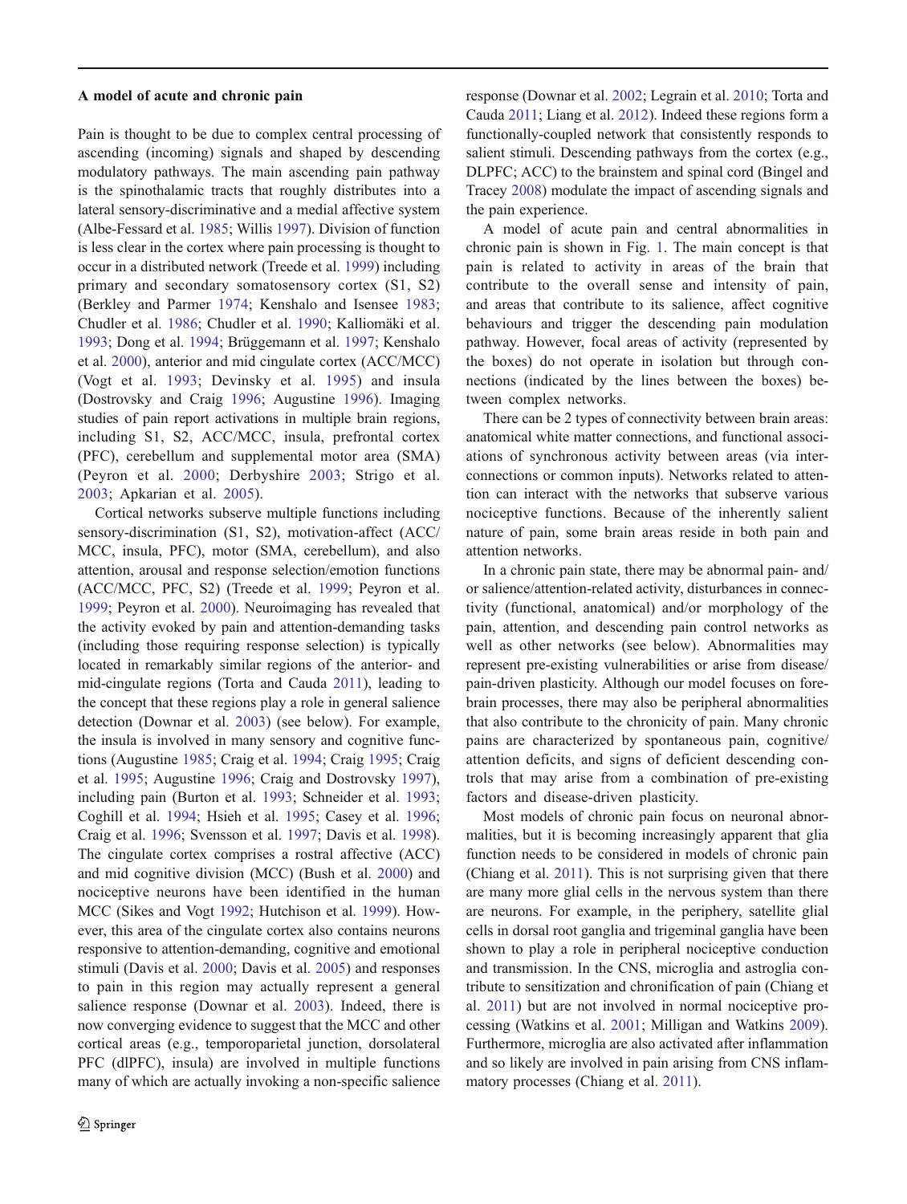### A model of acute and chronic pain

Pain is thought to be due to complex central processing of ascending (incoming) signals and shaped by descending modulatory pathways. The main ascending pain pathway is the spinothalamic tracts that roughly distributes into a lateral sensory-discriminative and a medial affective system (Albe-Fessard et al. 1985; Willis 1997). Division of function is less clear in the cortex where pain processing is thought to occur in a distributed network (Treede et al. 1999) including primary and secondary somatosensory cortex (S1, S2) (Berkley and Parmer 1974; Kenshalo and Isensee 1983; Chudler et al. 1986; Chudler et al. 1990; Kalliomäki et al. 1993; Dong et al. 1994; Brüggemann et al. 1997; Kenshalo et al. 2000), anterior and mid cingulate cortex (ACC/MCC) (Vogt et al. 1993; Devinsky et al. 1995) and insula (Dostrovsky and Craig 1996; Augustine 1996). Imaging studies of pain report activations in multiple brain regions, including S1, S2, ACC/MCC, insula, prefrontal cortex (PFC), cerebellum and supplemental motor area (SMA) (Peyron et al. 2000; Derbyshire 2003; Strigo et al. 2003; Apkarian et al. 2005).

Cortical networks subserve multiple functions including sensory-discrimination (S1, S2), motivation-affect (ACC/MCC, insula, PFC), motor (SMA, cerebellum), and also attention, arousal and response selection/emotion functions (ACC/MCC, PFC, S2) (Treede et al. 1999; Peyron et al. 1999; Peyron et al. 2000). Neuroimaging has revealed that the activity evoked by pain and attention-demanding tasks (including those requiring response selection) is typically located in remarkably similar regions of the anterior- and mid-cingulate regions (Torta and Cauda 2011), leading to the concept that these regions play a role in general salience detection (Downar et al. 2003) (see below). For example, the insula is involved in many sensory and cognitive functions (Augustine 1985; Craig et al. 1994; Craig 1995; Craig et al. 1995; Augustine 1996; Craig and Dostrovsky 1997), including pain (Burton et al. 1993; Schneider et al. 1993; Coghill et al. 1994; Hsieh et al. 1995; Casey et al. 1996; Craig et al. 1996; Svensson et al. 1997; Davis et al. 1998). The cingulate cortex comprises a rostral affective (ACC) and mid cognitive division (MCC) (Bush et al. 2000) and nociceptive neurons have been identified in the human MCC (Sikes and Vogt 1992; Hutchison et al. 1999). However, this area of the cingulate cortex also contains neurons responsive to attention-demanding, cognitive and emotional stimuli (Davis et al. 2000; Davis et al. 2005) and responses to pain in this region may actually represent a general salience response (Downar et al. 2003). Indeed, there is now converging evidence to suggest that the MCC and other cortical areas (e.g., temporoparietal junction, dorsolateral PFC (dlPFC), insula) are involved in multiple functions many of which are actually invoking a non-specific salience response (Downar et al. 2002; Legrain et al. 2010; Torta and Cauda 2011; Liang et al. 2012). Indeed these regions form a functionally-coupled network that consistently responds to salient stimuli. Descending pathways from the cortex (e.g., DLPFC; ACC) to the brainstem and spinal cord (Bingel and Tracey 2008) modulate the impact of ascending signals and the pain experience.

A model of acute pain and central abnormalities in chronic pain is shown in Fig. 1. The main concept is that pain is related to activity in areas of the brain that contribute to the overall sense and intensity of pain, and areas that contribute to its salience, affect cognitive behaviours and trigger the descending pain modulation pathway. However, focal areas of activity (represented by the boxes) do not operate in isolation but through connections (indicated by the lines between the boxes) between complex networks.

There can be 2 types of connectivity between brain areas: anatomical white matter connections, and functional associations of synchronous activity between areas (via interconnections or common inputs). Networks related to attention can interact with the networks that subserve various nociceptive functions. Because of the inherently salient nature of pain, some brain areas reside in both pain and attention networks.

In a chronic pain state, there may be abnormal pain- and/or salience/attention-related activity, disturbances in connectivity (functional, anatomical) and/or morphology of the pain, attention, and descending pain control networks as well as other networks (see below). Abnormalities may represent pre-existing vulnerabilities or arise from disease/pain-driven plasticity. Although our model focuses on forebrain processes, there may also be peripheral abnormalities that also contribute to the chronicity of pain. Many chronic pains are characterized by spontaneous pain, cognitive/attention deficits, and signs of deficient descending controls that may arise from a combination of pre-existing factors and disease-driven plasticity.

Most models of chronic pain focus on neuronal abnormalities, but it is becoming increasingly apparent that glia function needs to be considered in models of chronic pain (Chiang et al. 2011). This is not surprising given that there are many more glial cells in the nervous system than there are neurons. For example, in the periphery, satellite glial cells in dorsal root ganglia and trigeminal ganglia have been shown to play a role in peripheral nociceptive conduction and transmission. In the CNS, microglia and astroglia contribute to sensitization and chronification of pain (Chiang et al. 2011) but are not involved in normal nociceptive processing (Watkins et al. 2001; Milligan and Watkins 2009). Furthermore, microglia are also activated after inflammation and so likely are involved in pain arising from CNS inflammatory processes (Chiang et al. 2011).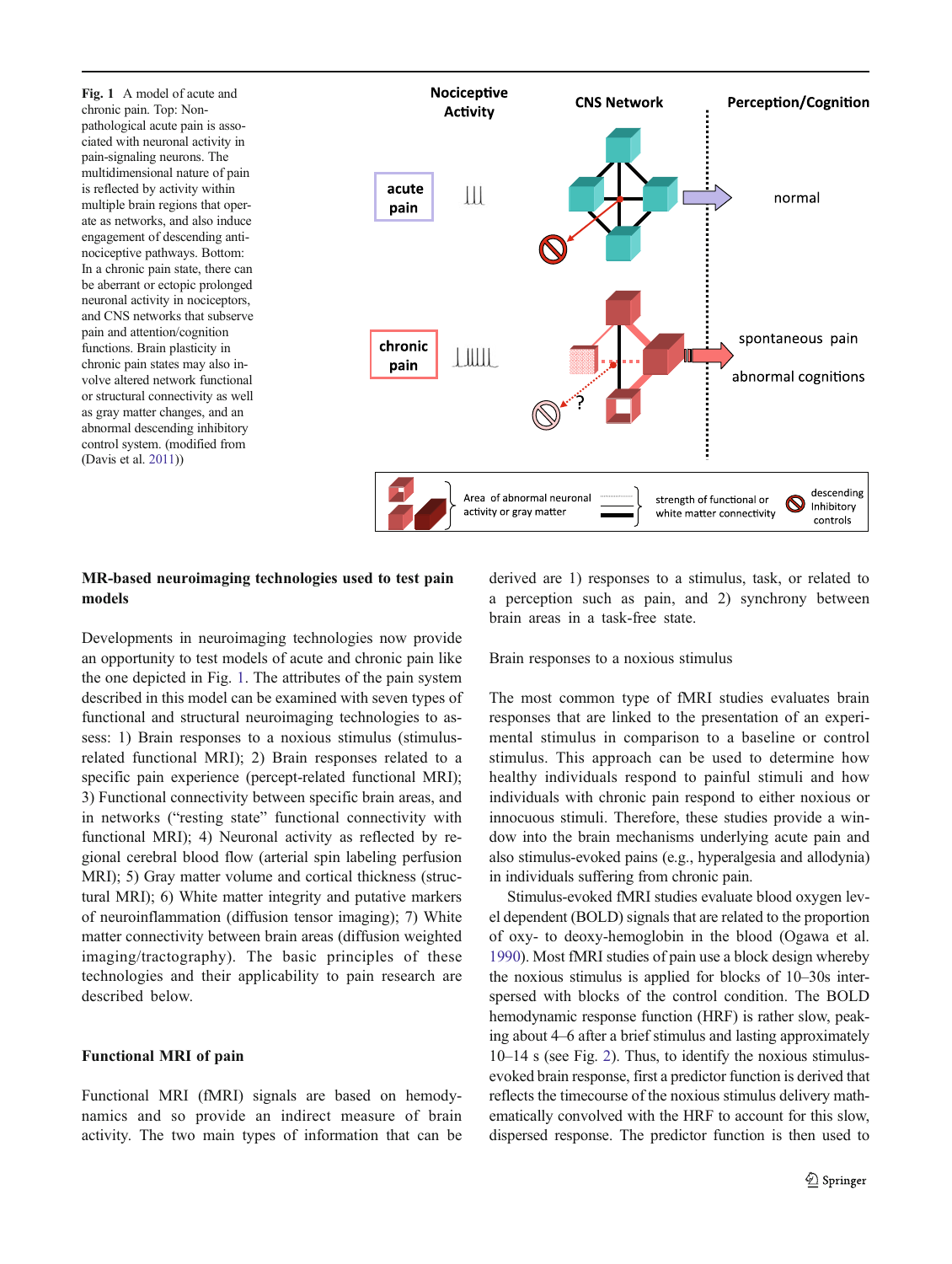**Fig. 1** A model of acute and chronic pain. Top: Non-pathological acute pain is associated with neuronal activity in pain-signaling neurons. The multidimensional nature of pain is reflected by activity within multiple brain regions that operate as networks, and also induce engagement of descending anti-nociceptive pathways. Bottom: In a chronic pain state, there can be aberrant or ectopic prolonged neuronal activity in nociceptors, and CNS networks that subserve pain and attention/cognition functions. Brain plasticity in chronic pain states may also involve altered network functional or structural connectivity as well as gray matter changes, and an abnormal descending inhibitory control system. (modified from (Davis et al. 2011))

## MR-based neuroimaging technologies used to test pain models

Developments in neuroimaging technologies now provide an opportunity to test models of acute and chronic pain like the one depicted in Fig. 1. The attributes of the pain system described in this model can be examined with seven types of functional and structural neuroimaging technologies to assess: 1) Brain responses to a noxious stimulus (stimulus-related functional MRI); 2) Brain responses related to a specific pain experience (percept-related functional MRI); 3) Functional connectivity between specific brain areas, and in networks ("resting state" functional connectivity with functional MRI); 4) Neuronal activity as reflected by regional cerebral blood flow (arterial spin labeling perfusion MRI); 5) Gray matter volume and cortical thickness (structural MRI); 6) White matter integrity and putative markers of neuroinflammation (diffusion tensor imaging); 7) White matter connectivity between brain areas (diffusion weighted imaging/tractography). The basic principles of these technologies and their applicability to pain research are described below.

## Functional MRI of pain

Functional MRI (fMRI) signals are based on hemodynamics and so provide an indirect measure of brain activity. The two main types of information that can be derived are 1) responses to a stimulus, task, or related to a perception such as pain, and 2) synchrony between brain areas in a task-free state.

### Brain responses to a noxious stimulus

The most common type of fMRI studies evaluates brain responses that are linked to the presentation of an experimental stimulus in comparison to a baseline or control stimulus. This approach can be used to determine how healthy individuals respond to painful stimuli and how individuals with chronic pain respond to either noxious or innocuous stimuli. Therefore, these studies provide a window into the brain mechanisms underlying acute pain and also stimulus-evoked pains (e.g., hyperalgesia and allodynia) in individuals suffering from chronic pain.

Stimulus-evoked fMRI studies evaluate blood oxygen level dependent (BOLD) signals that are related to the proportion of oxy- to deoxy-hemoglobin in the blood (Ogawa et al. 1990). Most fMRI studies of pain use a block design whereby the noxious stimulus is applied for blocks of 10–30s interspersed with blocks of the control condition. The BOLD hemodynamic response function (HRF) is rather slow, peaking about 4–6 after a brief stimulus and lasting approximately 10–14 s (see Fig. 2). Thus, to identify the noxious stimulus-evoked brain response, first a predictor function is derived that reflects the timecourse of the noxious stimulus delivery mathematically convolved with the HRF to account for this slow, dispersed response. The predictor function is then used to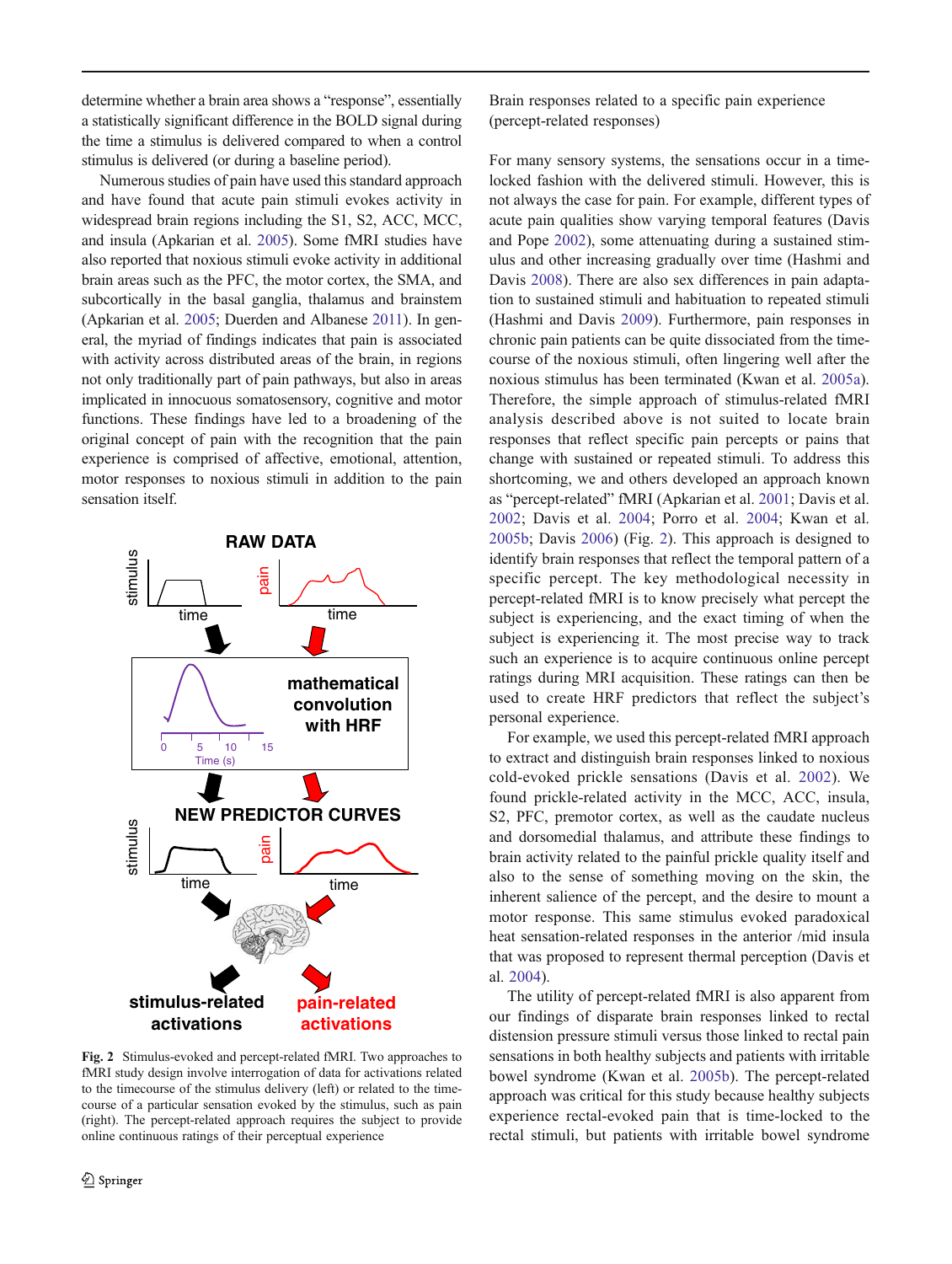determine whether a brain area shows a "response", essentially a statistically significant difference in the BOLD signal during the time a stimulus is delivered compared to when a control stimulus is delivered (or during a baseline period).

Numerous studies of pain have used this standard approach and have found that acute pain stimuli evokes activity in widespread brain regions including the S1, S2, ACC, MCC, and insula (Apkarian et al. 2005). Some fMRI studies have also reported that noxious stimuli evoke activity in additional brain areas such as the PFC, the motor cortex, the SMA, and subcortically in the basal ganglia, thalamus and brainstem (Apkarian et al. 2005; Duerden and Albanese 2011). In general, the myriad of findings indicates that pain is associated with activity across distributed areas of the brain, in regions not only traditionally part of pain pathways, but also in areas implicated in innocuous somatosensory, cognitive and motor functions. These findings have led to a broadening of the original concept of pain with the recognition that the pain experience is comprised of affective, emotional, attention, motor responses to noxious stimuli in addition to the pain sensation itself.

**Fig. 2** Stimulus-evoked and percept-related fMRI. Two approaches to fMRI study design involve interrogation of data for activations related to the timecourse of the stimulus delivery (left) or related to the timecourse of a particular sensation evoked by the stimulus, such as pain (right). The percept-related approach requires the subject to provide online continuous ratings of their perceptual experience

Brain responses related to a specific pain experience (percept-related responses)

For many sensory systems, the sensations occur in a time-locked fashion with the delivered stimuli. However, this is not always the case for pain. For example, different types of acute pain qualities show varying temporal features (Davis and Pope 2002), some attenuating during a sustained stimulus and other increasing gradually over time (Hashmi and Davis 2008). There are also sex differences in pain adaptation to sustained stimuli and habituation to repeated stimuli (Hashmi and Davis 2009). Furthermore, pain responses in chronic pain patients can be quite dissociated from the time-course of the noxious stimuli, often lingering well after the noxious stimulus has been terminated (Kwan et al. 2005a). Therefore, the simple approach of stimulus-related fMRI analysis described above is not suited to locate brain responses that reflect specific pain percepts or pains that change with sustained or repeated stimuli. To address this shortcoming, we and others developed an approach known as "percept-related" fMRI (Apkarian et al. 2001; Davis et al. 2002; Davis et al. 2004; Porro et al. 2004; Kwan et al. 2005b; Davis 2006) (Fig. 2). This approach is designed to identify brain responses that reflect the temporal pattern of a specific percept. The key methodological necessity in percept-related fMRI is to know precisely what percept the subject is experiencing, and the exact timing of when the subject is experiencing. The most precise way to track such an experience is to acquire continuous online percept ratings during MRI acquisition. These ratings can then be used to create HRF predictors that reflect the subject's personal experience.

For example, we used this percept-related fMRI approach to extract and distinguish brain responses linked to noxious cold-evoked prickle sensations (Davis et al. 2002). We found prickle-related activity in the MCC, ACC, insula, S2, PFC, premotor cortex, as well as the caudate nucleus and dorsomedial thalamus, and attribute these findings to brain activity related to the painful prickle quality itself and also to the sense of something moving on the skin, the inherent salience of the percept, and the desire to mount a motor response. This same stimulus evoked paradoxical heat sensation-related responses in the anterior /mid insula that was proposed to represent thermal perception (Davis et al. 2004).

The utility of percept-related fMRI is also apparent from our findings of disparate brain responses linked to rectal distension pressure stimuli versus those linked to rectal pain sensations in both healthy subjects and patients with irritable bowel syndrome (Kwan et al. 2005b). The percept-related approach was critical for this study because healthy subjects experience rectal-evoked pain that is time-locked to the rectal stimuli, but patients with irritable bowel syndrome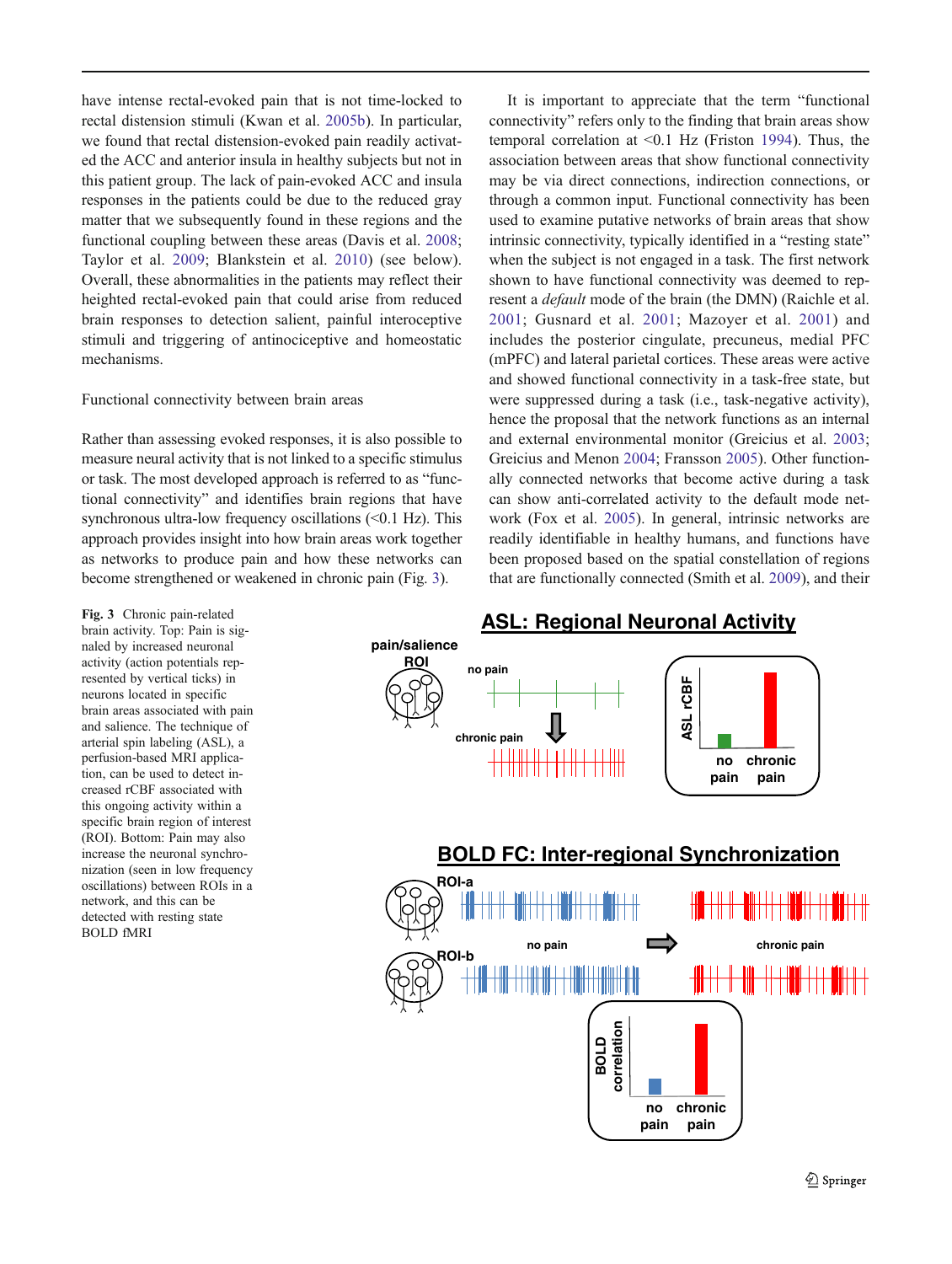have intense rectal-evoked pain that is not time-locked to rectal distension stimuli (Kwan et al. 2005b). In particular, we found that rectal distension-evoked pain readily activated the ACC and anterior insula in healthy subjects but not in this patient group. The lack of pain-evoked ACC and insula responses in the patients could be due to the reduced gray matter that we subsequently found in these regions and the functional coupling between these areas (Davis et al. 2008; Taylor et al. 2009; Blankstein et al. 2010) (see below). Overall, these abnormalities in the patients may reflect their heighted rectal-evoked pain that could arise from reduced brain responses to detection salient, painful interoceptive stimuli and triggering of antinociceptive and homeostatic mechanisms.

## Functional connectivity between brain areas

Rather than assessing evoked responses, it is also possible to measure neural activity that is not linked to a specific stimulus or task. The most developed approach is referred to as "functional connectivity" and identifies brain regions that have synchronous ultra-low frequency oscillations (<0.1 Hz). This approach provides insight into how brain areas work together as networks to produce pain and how these networks can become strengthened or weakened in chronic pain (Fig. 3).

It is important to appreciate that the term "functional connectivity" refers only to the finding that brain areas show temporal correlation at <0.1 Hz (Friston 1994). Thus, the association between areas that show functional connectivity may be via direct connections, indirection connections, or through a common input. Functional connectivity has been used to examine putative networks of brain areas that show intrinsic connectivity, typically identified in a "resting state" when the subject is not engaged in a task. The first network shown to have functional connectivity was deemed to represent a *default* mode of the brain (the DMN) (Raichle et al. 2001; Gusnard et al. 2001; Mazoyer et al. 2001) and includes the posterior cingulate, precuneus, medial PFC (mPFC) and lateral parietal cortices. These areas were active and showed functional connectivity in a task-free state, but were suppressed during a task (i.e., task-negative activity), hence the proposal that the network functions as an internal and external environmental monitor (Greicius et al. 2003; Greicius and Menon 2004; Fransson 2005). Other functionally connected networks that become active during a task can show anti-correlated activity to the default mode network (Fox et al. 2005). In general, intrinsic networks are readily identifiable in healthy humans, and functions have been proposed based on the spatial constellation of regions that are functionally connected (Smith et al. 2009), and their

**Fig. 3** Chronic pain-related brain activity. Top: Pain is signaled by increased neuronal activity (action potentials represented by vertical ticks) in neurons located in specific brain areas associated with pain and salience. The technique of arterial spin labeling (ASL), a perfusion-based MRI application, can be used to detect increased rCBF associated with this ongoing activity within a specific brain region of interest (ROI). Bottom: Pain may also increase the neuronal synchronization (seen in low frequency oscillations) between ROIs in a network, and this can be detected with resting state BOLD fMRI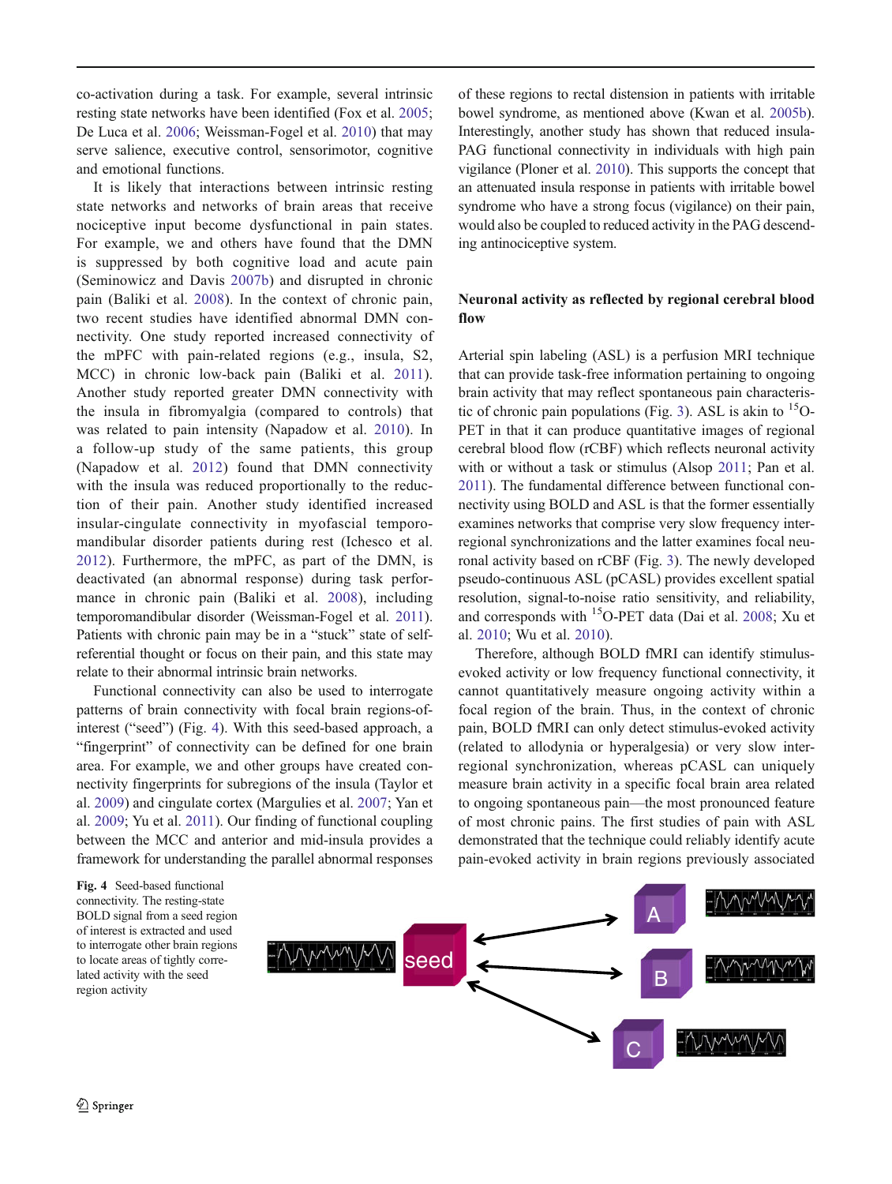co-activation during a task. For example, several intrinsic resting state networks have been identified (Fox et al. 2005; De Luca et al. 2006; Weissman-Fogel et al. 2010) that may serve salience, executive control, sensorimotor, cognitive and emotional functions.

It is likely that interactions between intrinsic resting state networks and networks of brain areas that receive nociceptive input become dysfunctional in pain states. For example, we and others have found that the DMN is suppressed by both cognitive load and acute pain (Seminowicz and Davis 2007b) and disrupted in chronic pain (Baliki et al. 2008). In the context of chronic pain, two recent studies have identified abnormal DMN connectivity. One study reported increased connectivity of the mPFC with pain-related regions (e.g., insula, S2, MCC) in chronic low-back pain (Baliki et al. 2011). Another study reported greater DMN connectivity with the insula in fibromyalgia (compared to controls) that was related to pain intensity (Napadow et al. 2010). In a follow-up study of the same patients, this group (Napadow et al. 2012) found that DMN connectivity with the insula was reduced proportionally to the reduction of their pain. Another study identified increased insular-cingulate connectivity in myofascial temporomandibular disorder patients during rest (Ichesco et al. 2012). Furthermore, the mPFC, as part of the DMN, is deactivated (an abnormal response) during task performance in chronic pain (Baliki et al. 2008), including temporomandibular disorder (Weissman-Fogel et al. 2011). Patients with chronic pain may be in a "stuck" state of self-referential thought or focus on their pain, and this state may relate to their abnormal intrinsic brain networks.

Functional connectivity can also be used to interrogate patterns of brain connectivity with focal brain regions-of-interest ("seed") (Fig. 4). With this seed-based approach, a "fingerprint" of connectivity can be defined for one brain area. For example, we and other groups have created connectivity fingerprints for subregions of the insula (Taylor et al. 2009) and cingulate cortex (Margulies et al. 2007; Yan et al. 2009; Yu et al. 2011). Our finding of functional coupling between the MCC and anterior and mid-insula provides a framework for understanding the parallel abnormal responses of these regions to rectal distension in patients with irritable bowel syndrome, as mentioned above (Kwan et al. 2005b). Interestingly, another study has shown that reduced insula-PAG functional connectivity in individuals with high pain vigilance (Ploner et al. 2010). This supports the concept that an attenuated insula response in patients with irritable bowel syndrome who have a strong focus (vigilance) on their pain, would also be coupled to reduced activity in the PAG descending antinociceptive system.

## Neuronal activity as reflected by regional cerebral blood flow

Arterial spin labeling (ASL) is a perfusion MRI technique that can provide task-free information pertaining to ongoing brain activity that may reflect spontaneous pain characteristic of chronic pain populations (Fig. 3). ASL is akin to $^{15}$O-PET in that it can produce quantitative images of regional cerebral blood flow (rCBF) which reflects neuronal activity with or without a task or stimulus (Alsop 2011; Pan et al. 2011). The fundamental difference between functional connectivity using BOLD and ASL is that the former essentially examines networks that comprise very slow frequency interregional synchronizations and the latter examines focal neuronal activity based on rCBF (Fig. 3). The newly developed pseudo-continuous ASL (pCASL) provides excellent spatial resolution, signal-to-noise ratio sensitivity, and reliability, and corresponds with $^{15}$O-PET data (Dai et al. 2008; Xu et al. 2010; Wu et al. 2010).

Therefore, although BOLD fMRI can identify stimulus-evoked activity or low frequency functional connectivity, it cannot quantitatively measure ongoing activity within a focal region of the brain. Thus, in the context of chronic pain, BOLD fMRI can only detect stimulus-evoked activity (related to allodynia or hyperalgesia) or very slow interregional synchronization, whereas pCASL can uniquely measure brain activity in a specific focal brain area related to ongoing spontaneous pain—the most pronounced feature of most chronic pains. The first studies of pain with ASL demonstrated that the technique could reliably identify acute pain-evoked activity in brain regions previously associated

**Fig. 4** Seed-based functional connectivity. The resting-state BOLD signal from a seed region of interest is extracted and used to interrogate other brain regions to locate areas of tightly correlated activity with the seed region activity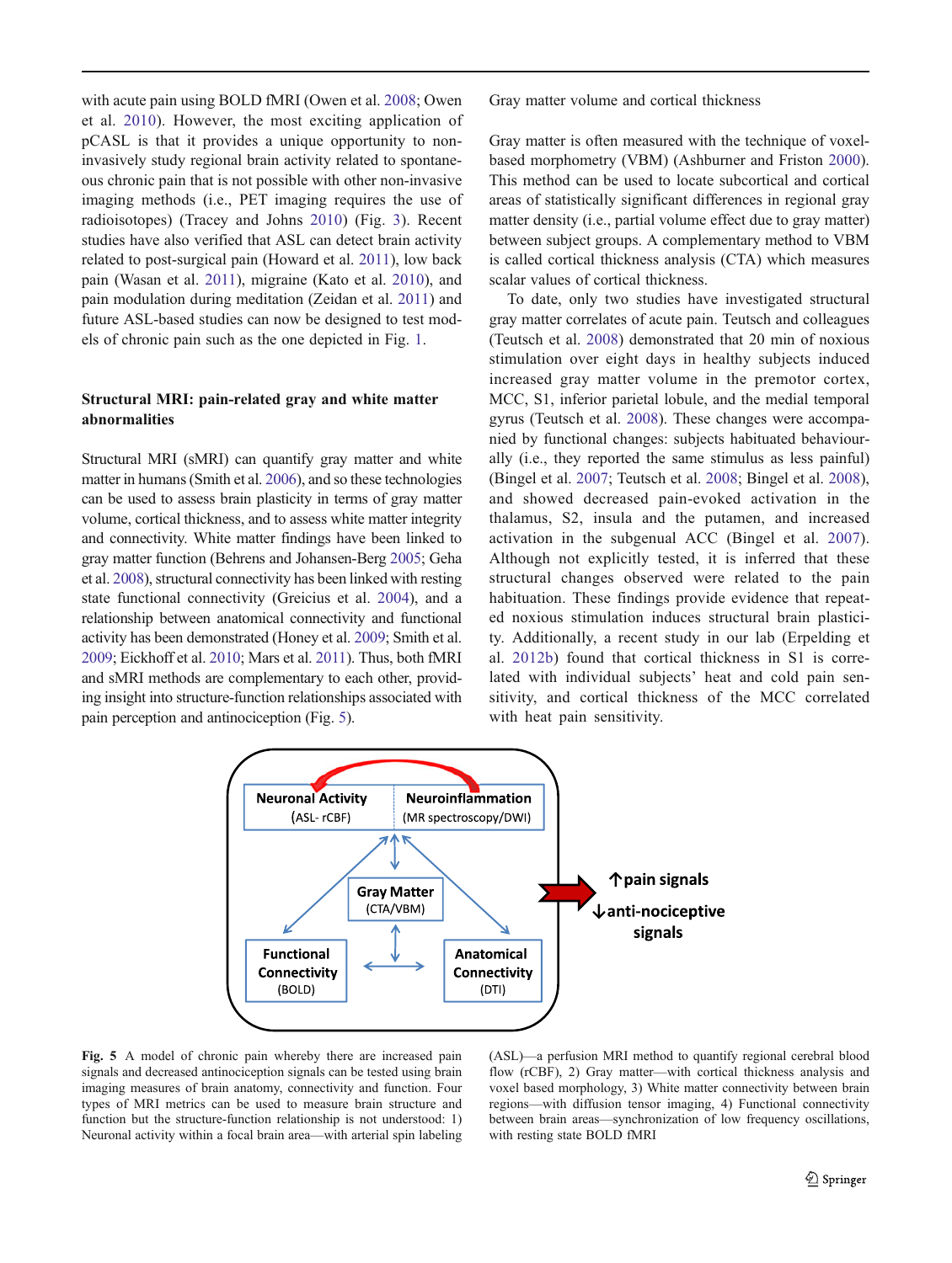with acute pain using BOLD fMRI (Owen et al. 2008; Owen et al. 2010). However, the most exciting application of pCASL is that it provides a unique opportunity to non-invasively study regional brain activity related to spontaneous chronic pain that is not possible with other non-invasive imaging methods (i.e., PET imaging requires the use of radioisotopes) (Tracey and Johns 2010) (Fig. 3). Recent studies have also verified that ASL can detect brain activity related to post-surgical pain (Howard et al. 2011), low back pain (Wasan et al. 2011), migraine (Kato et al. 2010), and pain modulation during meditation (Zeidan et al. 2011) and future ASL-based studies can now be designed to test models of chronic pain such as the one depicted in Fig. 1.

## Structural MRI: pain-related gray and white matter abnormalities

Structural MRI (sMRI) can quantify gray matter and white matter in humans (Smith et al. 2006), and so these technologies can be used to assess brain plasticity in terms of gray matter volume, cortical thickness, and to assess white matter integrity and connectivity. White matter findings have been linked to gray matter function (Behrens and Johansen-Berg 2005; Geha et al. 2008), structural connectivity has been linked with resting state functional connectivity (Greicius et al. 2004), and a relationship between anatomical connectivity and functional activity has been demonstrated (Honey et al. 2009; Smith et al. 2009; Eickhoff et al. 2010; Mars et al. 2011). Thus, both fMRI and sMRI methods are complementary to each other, providing insight into structure-function relationships associated with pain perception and antinociception (Fig. 5).

### Gray matter volume and cortical thickness

Gray matter is often measured with the technique of voxel-based morphometry (VBM) (Ashburner and Friston 2000). This method can be used to locate subcortical and cortical areas of statistically significant differences in regional gray matter density (i.e., partial volume effect due to gray matter) between subject groups. A complementary method to VBM is called cortical thickness analysis (CTA) which measures scalar values of cortical thickness.

To date, only two studies have investigated structural gray matter correlates of acute pain. Teutsch and colleagues (Teutsch et al. 2008) demonstrated that 20 min of noxious stimulation over eight days in healthy subjects induced increased gray matter volume in the premotor cortex, MCC, S1, inferior parietal lobule, and the medial temporal gyrus (Teutsch et al. 2008). These changes were accompanied by functional changes: subjects habituated behaviourally (i.e., they reported the same stimulus as less painful) (Bingel et al. 2007; Teutsch et al. 2008; Bingel et al. 2008), and showed decreased pain-evoked activation in the thalamus, S2, insula and the putamen, and increased activation in the subgenual ACC (Bingel et al. 2007). Although not explicitly tested, it is inferred that these structural changes observed were related to the pain habituation. These findings provide evidence that repeated noxious stimulation induces structural brain plasticity. Additionally, a recent study in our lab (Erpelding et al. 2012b) found that cortical thickness in S1 is correlated with individual subjects' heat and cold pain sensitivity, and cortical thickness of the MCC correlated with heat pain sensitivity.

**Fig. 5** A model of chronic pain whereby there are increased pain signals and decreased antinociception signals can be tested using brain imaging measures of brain anatomy, connectivity and function. Four types of MRI metrics can be used to measure brain structure and function but the structure-function relationship is not understood: 1) Neuronal activity within a focal brain area—with arterial spin labeling (ASL)—a perfusion MRI method to quantify regional cerebral blood flow (rCBF), 2) Gray matter—with cortical thickness analysis and voxel based morphology, 3) White matter connectivity between brain regions—with diffusion tensor imaging, 4) Functional connectivity between brain areas—synchronization of low frequency oscillations, with resting state BOLD fMRI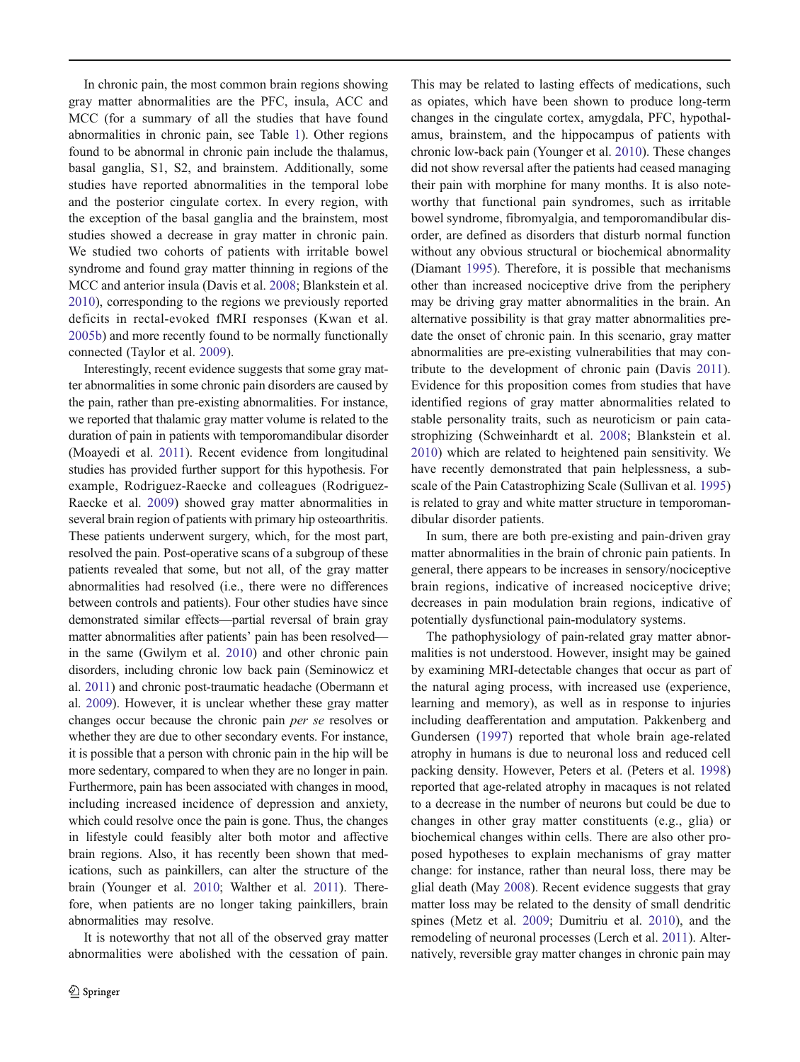In chronic pain, the most common brain regions showing gray matter abnormalities are the PFC, insula, ACC and MCC (for a summary of all the studies that have found abnormalities in chronic pain, see Table 1). Other regions found to be abnormal in chronic pain include the thalamus, basal ganglia, S1, S2, and brainstem. Additionally, some studies have reported abnormalities in the temporal lobe and the posterior cingulate cortex. In every region, with the exception of the basal ganglia and the brainstem, most studies showed a decrease in gray matter in chronic pain. We studied two cohorts of patients with irritable bowel syndrome and found gray matter thinning in regions of the MCC and anterior insula (Davis et al. 2008; Blankstein et al. 2010), corresponding to the regions we previously reported deficits in rectal-evoked fMRI responses (Kwan et al. 2005b) and more recently found to be normally functionally connected (Taylor et al. 2009).

Interestingly, recent evidence suggests that some gray matter abnormalities in some chronic pain disorders are caused by the pain, rather than pre-existing abnormalities. For instance, we reported that thalamic gray matter volume is related to the duration of pain in patients with temporomandibular disorder (Moayedi et al. 2011). Recent evidence from longitudinal studies has provided further support for this hypothesis. For example, Rodriguez-Raecke and colleagues (Rodriguez-Raecke et al. 2009) showed gray matter abnormalities in several brain region of patients with primary hip osteoarthritis. These patients underwent surgery, which, for the most part, resolved the pain. Post-operative scans of a subgroup of these patients revealed that some, but not all, of the gray matter abnormalities had resolved (i.e., there were no differences between controls and patients). Four other studies have since demonstrated similar effects—partial reversal of brain gray matter abnormalities after patients' pain has been resolved—in the same (Gwilym et al. 2010) and other chronic pain disorders, including chronic low back pain (Seminowicz et al. 2011) and chronic post-traumatic headache (Obermann et al. 2009). However, it is unclear whether these gray matter changes occur because the chronic pain *per se* resolves or whether they are due to other secondary events. For instance, it is possible that a person with chronic pain in the hip will be more sedentary, compared to when they are no longer in pain. Furthermore, pain has been associated with changes in mood, including increased incidence of depression and anxiety, which could resolve once the pain is gone. Thus, the changes in lifestyle could feasibly alter both motor and affective brain regions. Also, it has recently been shown that medications, such as painkillers, can alter the structure of the brain (Younger et al. 2010; Walther et al. 2011). Therefore, when patients are no longer taking painkillers, brain abnormalities may resolve.

It is noteworthy that not all of the observed gray matter abnormalities were abolished with the cessation of pain. This may be related to lasting effects of medications, such as opiates, which have been shown to produce long-term changes in the cingulate cortex, amygdala, PFC, hypothalamus, brainstem, and the hippocampus of patients with chronic low-back pain (Younger et al. 2010). These changes did not show reversal after the patients had ceased managing their pain with morphine for many months. It is also noteworthy that functional pain syndromes, such as irritable bowel syndrome, fibromyalgia, and temporomandibular disorder, are defined as disorders that disturb normal function without any obvious structural or biochemical abnormality (Diamant 1995). Therefore, it is possible that mechanisms other than increased nociceptive drive from the periphery may be driving gray matter abnormalities in the brain. An alternative possibility is that gray matter abnormalities predate the onset of chronic pain. In this scenario, gray matter abnormalities are pre-existing vulnerabilities that may contribute to the development of chronic pain (Davis 2011). Evidence for this proposition comes from studies that have identified regions of gray matter abnormalities related to stable personality traits, such as neuroticism or pain catastrophizing (Schweinhardt et al. 2008; Blankstein et al. 2010) which are related to heightened pain sensitivity. We have recently demonstrated that pain helplessness, a subscale of the Pain Catastrophizing Scale (Sullivan et al. 1995) is related to gray and white matter structure in temporomandibular disorder patients.

In sum, there are both pre-existing and pain-driven gray matter abnormalities in the brain of chronic pain patients. In general, there appears to be increases in sensory/nociceptive brain regions, indicative of increased nociceptive drive; decreases in pain modulation brain regions, indicative of potentially dysfunctional pain-modulatory systems.

The pathophysiology of pain-related gray matter abnormalities is not understood. However, insight may be gained by examining MRI-detectable changes that occur as part of the natural aging process, with increased use (experience, learning and memory), as well as in response to injuries including deafferentation and amputation. Pakkenberg and Gundersen (1997) reported that whole brain age-related atrophy in humans is due to neuronal loss and reduced cell packing density. However, Peters et al. (Peters et al. 1998) reported that age-related atrophy in macaques is not related to a decrease in the number of neurons but could be due to changes in other gray matter constituents (e.g., glia) or biochemical changes within cells. There are also other proposed hypotheses to explain mechanisms of gray matter change: for instance, rather than neural loss, there may be glial death (May 2008). Recent evidence suggests that gray matter loss may be related to the density of small dendritic spines (Metz et al. 2009; Dumitriu et al. 2010), and the remodeling of neuronal processes (Lerch et al. 2011). Alternatively, reversible gray matter changes in chronic pain may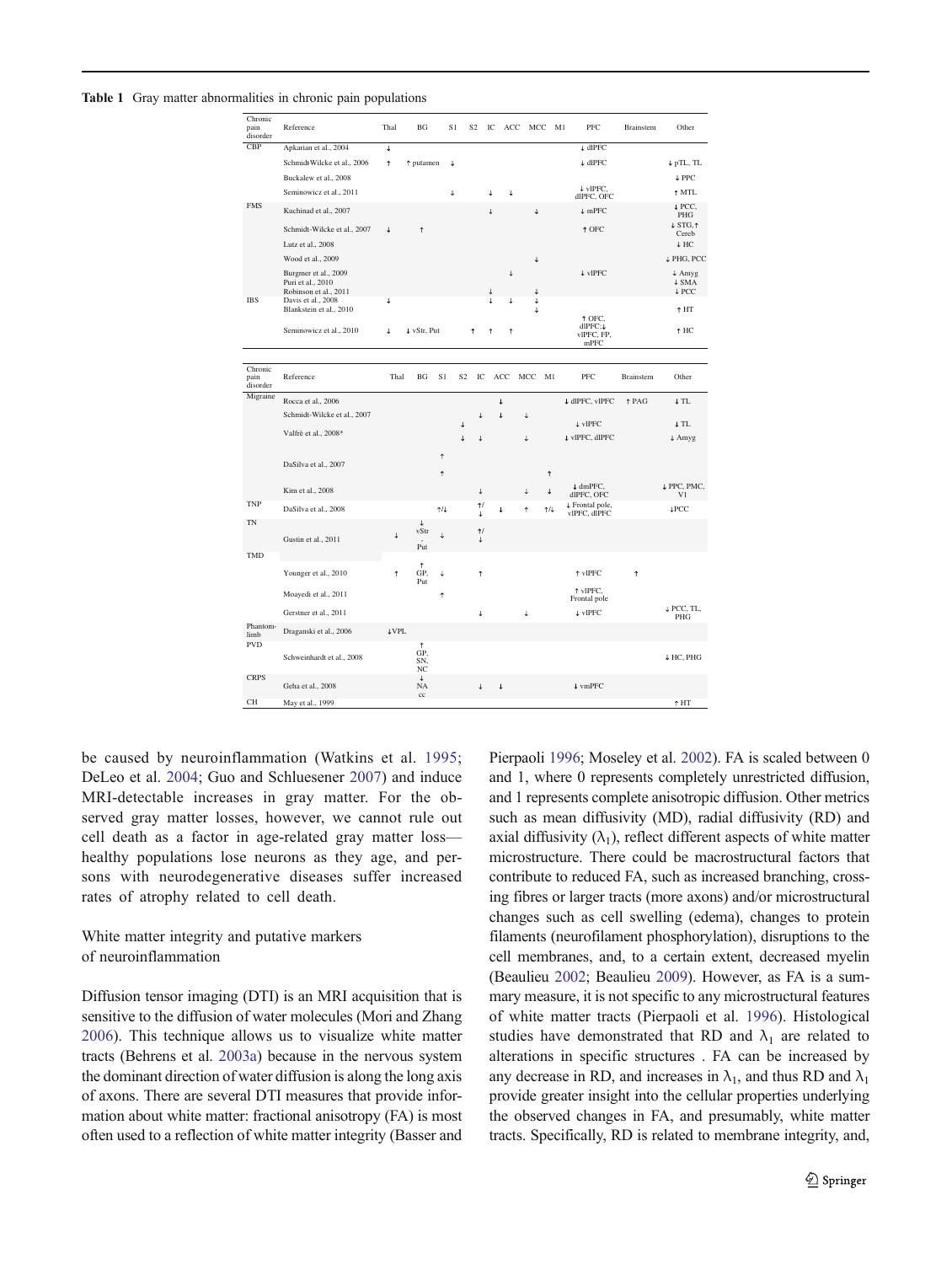**Table 1** Gray matter abnormalities in chronic pain populations

| Chronic pain disorder | Reference | Thal | BG | S1 | S2 | IC | ACC | MCC | M1 | PFC | Brainstem | Other |
|---|---|---|---|---|---|---|---|---|---|---|---|---|
| CBP | Apkarian et al., 2004 | ↓ | | | | | | | | ↓ dlPFC | | |
| | Schmidt-Wilcke et al., 2006 | ↑ | ↑ putamen | ↓ | | | | | | ↓ dlPFC | | ↓ pTL, TL |
| | Buckalew et al., 2008 | | | | | | | | | | | ↓ PPC |
| | Seminowicz et al., 2011 | | | ↓ | | ↓ | ↓ | | | ↓ vlPFC, dlPFC, OFC | | ↑ MTL |
| FMS | Kuchinad et al., 2007 | | | | | ↓ | | ↓ | | ↓ mPFC | | ↓ PCC, PHG |
| | Schmidt-Wilcke et al., 2007 | ↓ | ↑ | | | | | | | ↑ OFC | | ↓ STG, ↑ Cereb |
| | Lutz et al., 2008 | | | | | | | | | | | ↓ HC |
| | Wood et al., 2009 | | | | | | | ↓ | | | | ↓ PHG, PCC |
| | Burgmer et al., 2009 | | | | | | ↓ | | | ↓ vlPFC | | ↓ Amyg |
| | Puri et al., 2010 | | | | | | | | | | | ↓ SMA |
| | Robinson et al., 2011 | | | | | ↓ | | ↓ | | | | ↓ PCC |
| IBS | Davis et al., 2008 | ↓ | | | | ↓ | ↓ | ↓ | | | | |
| | Blankstein et al., 2010 | | | | | | | ↓ | | | | ↑ HT |
| | Seminowicz et al., 2010 | ↓ | ↓ vStr, Put | | ↑ | ↑ | ↑ | | | ↑ OFC, dlPFC;↓ vlPFC, FP, mPFC | | ↑ HC |
| Migraine | Rocca et al., 2006 | | | | | | ↓ | | | ↓ dlPFC, vlPFC | ↑ PAG | ↓ TL |
| | Schmidt-Wilcke et al., 2007 | | | | | ↓ | ↓ | ↓ | | | | |
| | | | | | ↓ | | | | | ↓ vlPFC | | ↓ TL |
| | Valfrè et al., 2008* | | | | ↓ | ↓ | | ↓ | | ↓ vlPFC, dlPFC | | ↓ Amyg |
| | DaSilva et al., 2007 | | | ↑ | | | | | | | | |
| | | | | ↑ | | | | | ↑ | | | |
| | Kim et al., 2008 | | | | | ↓ | | ↓ | ↓ | ↓ dmPFC, dlPFC, OFC | | ↓ PPC, PMC, V1 |
| TNP | DaSilva et al., 2008 | | | ↑/↓ | | ↑/↓ | ↓ | ↑ | ↑/↓ | ↓ Frontal pole, vlPFC, dlPFC | | ↓PCC |
| TN | Gustin et al., 2011 | ↓ | ↓ vStr, Put | ↓ | | ↑/↓ | | | | | | |
| TMD | Younger et al., 2010 | ↑ | ↑ GP, Put | ↓ | | ↑ | | | | ↑ vlPFC | ↑ | |
| | Moayedi et al., 2011 | | | ↑ | | | | | | ↑ vlPFC, Frontal pole | | |
| | Gerstner et al., 2011 | | | | | ↓ | | ↓ | | ↓ vlPFC | | ↓ PCC, TL, PHG |
| Phantom-limb | Draganski et al., 2006 | ↓VPL | | | | | | | | | | |
| PVD | Schweinhardt et al., 2008 | | ↑ GP, SN, NC | | | | | | | | | ↓ HC, PHG |
| CRPS | Geha et al., 2008 | | ↓ NAcc | | | ↓ | ↓ | | | ↓ vmPFC | | |
| CH | May et al., 1999 | | | | | | | | | | | ↑ HT |

be caused by neuroinflammation (Watkins et al. 1995; DeLeo et al. 2004; Guo and Schluesener 2007) and induce MRI-detectable increases in gray matter. For the observed gray matter losses, however, we cannot rule out cell death as a factor in age-related gray matter loss—healthy populations lose neurons as they age, and persons with neurodegenerative diseases suffer increased rates of atrophy related to cell death.

## White matter integrity and putative markers of neuroinflammation

Diffusion tensor imaging (DTI) is an MRI acquisition that is sensitive to the diffusion of water molecules (Mori and Zhang 2006). This technique allows us to visualize white matter tracts (Behrens et al. 2003a) because in the nervous system the dominant direction of water diffusion is along the long axis of axons. There are several DTI measures that provide information about white matter: fractional anisotropy (FA) is most often used to a reflection of white matter integrity (Basser and Pierpaoli 1996; Moseley et al. 2002). FA is scaled between 0 and 1, where 0 represents completely unrestricted diffusion, and 1 represents complete anisotropic diffusion. Other metrics such as mean diffusivity (MD), radial diffusivity (RD) and axial diffusivity ($\lambda_1$), reflect different aspects of white matter microstructure. There could be macrostructural factors that contribute to reduced FA, such as increased branching, crossing fibres or larger tracts (more axons) and/or microstructural changes such as cell swelling (edema), changes to protein filaments (neurofilament phosphorylation), disruptions to the cell membranes, and, to a certain extent, decreased myelin (Beaulieu 2002; Beaulieu 2009). However, as FA is a summary measure, it is not specific to any microstructural features of white matter tracts (Pierpaoli et al. 1996). Histological studies have demonstrated that RD and $\lambda_1$ are related to alterations in specific structures . FA can be increased by any decrease in RD, and increases in $\lambda_1$, and thus RD and $\lambda_1$ provide greater insight into the cellular properties underlying the observed changes in FA, and presumably, white matter tracts. Specifically, RD is related to membrane integrity, and,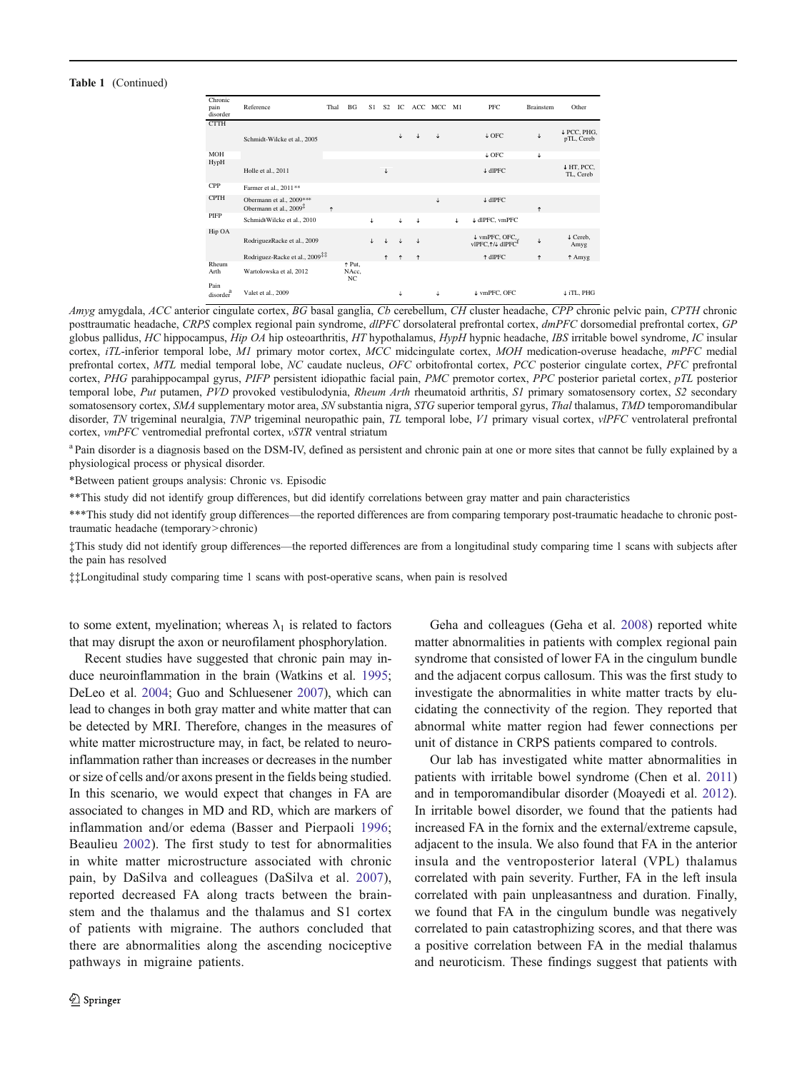**Table 1** (Continued)

| Chronic pain disorder | Reference | Thal | BG | S1 | S2 | IC | ACC | MCC | M1 | PFC | Brainstem | Other |
|---|---|---|---|---|---|---|---|---|---|---|---|---|
| CTTH | Schmidt-Wilcke et al., 2005 | | | | | ↓ | ↓ | ↓ | | ↓ OFC | ↓ | ↓ PCC, PHG, pTL, Cereb |
| MOH | | | | | | | | | | ↓ OFC | ↓ | |
| HypH | Holle et al., 2011 | | | | ↓ | | | | | ↓ dlPFC | | ↓ HT, PCC, TL, Cereb |
| CPP | Farmer et al., 2011** | | | | | | | | | | | |
| CPTH | Obermann et al., 2009*** | | | | | | | ↓ | | ↓ dlPFC | | |
| | Obermann et al., 2009‡ | ↑ | | | | | | | | | ↑ | |
| PIFP | SchmidtWilcke et al., 2010 | | | ↓ | | ↓ | ↓ | | ↓ | ↓ dlPFC, vmPFC | | |
| Hip OA | RodriguezRacke et al., 2009 | | | ↓ | ↓ | ↓ | ↓ | | | ↓ vmPFC, OFC, vlPFC,↑/↓ dlPFC‡ | ↓ | ↓ Cereb, Amyg |
| | Rodriguez-Racke et al., 2009‡‡ | | | | ↑ | ↑ | ↑ | | | ↑ dlPFC | ↑ | ↑ Amyg |
| Rheum Arth | Wartolowska et al, 2012 | | ↑ Put, NAcc, NC | | | | | | | | | |
| Pain disorder[a] | Valet et al., 2009 | | | | | ↓ | | ↓ | | ↓ vmPFC, OFC | | ↓ iTL, PHG |

*Amyg* amygdala, *ACC* anterior cingulate cortex, *BG* basal ganglia, *Cb* cerebellum, *CH* cluster headache, *CPP* chronic pelvic pain, *CPTH* chronic posttraumatic headache, *CRPS* complex regional pain syndrome, *dlPFC* dorsolateral prefrontal cortex, *dmPFC* dorsomedial prefrontal cortex, *GP* globus pallidus, *HC* hippocampus, *Hip OA* hip osteoarthritis, *HT* hypothalamus, *HypH* hypnic headache, *IBS* irritable bowel syndrome, *IC* insular cortex, *iTL*-inferior temporal lobe, *M1* primary motor cortex, *MCC* midcingulate cortex, *MOH* medication-overuse headache, *mPFC* medial prefrontal cortex, *MTL* medial temporal lobe, *NC* caudate nucleus, *OFC* orbitofrontal cortex, *PCC* posterior cingulate cortex, *PFC* prefrontal cortex, *PHG* parahippocampal gyrus, *PIFP* persistent idiopathic facial pain, *PMC* premotor cortex, *PPC* posterior parietal cortex, *pTL* posterior temporal lobe, *Put* putamen, *PVD* provoked vestibulodynia, *Rheum Arth* rheumatoid arthritis, *S1* primary somatosensory cortex, *S2* secondary somatosensory cortex, *SMA* supplementary motor area, *SN* substantia nigra, *STG* superior temporal gyrus, *Thal* thalamus, *TMD* temporomandibular disorder, *TN* trigeminal neuralgia, *TNP* trigeminal neuropathic pain, *TL* temporal lobe, *V1* primary visual cortex, *vlPFC* ventrolateral prefrontal cortex, *vmPFC* ventromedial prefrontal cortex, *vSTR* ventral striatum

[a] Pain disorder is a diagnosis based on the DSM-IV, defined as persistent and chronic pain at one or more sites that cannot be fully explained by a physiological process or physical disorder.

*Between patient groups analysis: Chronic vs. Episodic

**This study did not identify group differences, but did identify correlations between gray matter and pain characteristics

***This study did not identify group differences—the reported differences are from comparing temporary post-traumatic headache to chronic post-traumatic headache (temporary>chronic)

‡This study did not identify group differences—the reported differences are from a longitudinal study comparing time 1 scans with subjects after the pain has resolved

‡‡Longitudinal study comparing time 1 scans with post-operative scans, when pain is resolved

to some extent, myelination; whereas $\lambda_1$ is related to factors that may disrupt the axon or neurofilament phosphorylation.

Recent studies have suggested that chronic pain may induce neuroinflammation in the brain (Watkins et al. 1995; DeLeo et al. 2004; Guo and Schluesener 2007), which can lead to changes in both gray matter and white matter that can be detected by MRI. Therefore, changes in the measures of white matter microstructure may, in fact, be related to neuroinflammation rather than increases or decreases in the number or size of cells and/or axons present in the fields being studied. In this scenario, we would expect that changes in FA are associated to changes in MD and RD, which are markers of inflammation and/or edema (Basser and Pierpaoli 1996; Beaulieu 2002). The first study to test for abnormalities in white matter microstructure associated with chronic pain, by DaSilva and colleagues (DaSilva et al. 2007), reported decreased FA along tracts between the brainstem and the thalamus and the thalamus and S1 cortex of patients with migraine. The authors concluded that there are abnormalities along the ascending nociceptive pathways in migraine patients.

Geha and colleagues (Geha et al. 2008) reported white matter abnormalities in patients with complex regional pain syndrome that consisted of lower FA in the cingulum bundle and the adjacent corpus callosum. This was the first study to investigate the abnormalities in white matter tracts by elucidating the connectivity of the region. They reported that abnormal white matter region had fewer connections per unit of distance in CRPS patients compared to controls.

Our lab has investigated white matter abnormalities in patients with irritable bowel syndrome (Chen et al. 2011) and in temporomandibular disorder (Moayedi et al. 2012). In irritable bowel disorder, we found that the patients had increased FA in the fornix and the external/extreme capsule, adjacent to the insula. We also found that FA in the anterior insula and the ventroposterior lateral (VPL) thalamus correlated with pain severity. Further, FA in the left insula correlated with pain unpleasantness and duration. Finally, we found that FA in the cingulum bundle was negatively correlated to pain catastrophizing scores, and that there was a positive correlation between FA in the medial thalamus and neuroticism. These findings suggest that patients with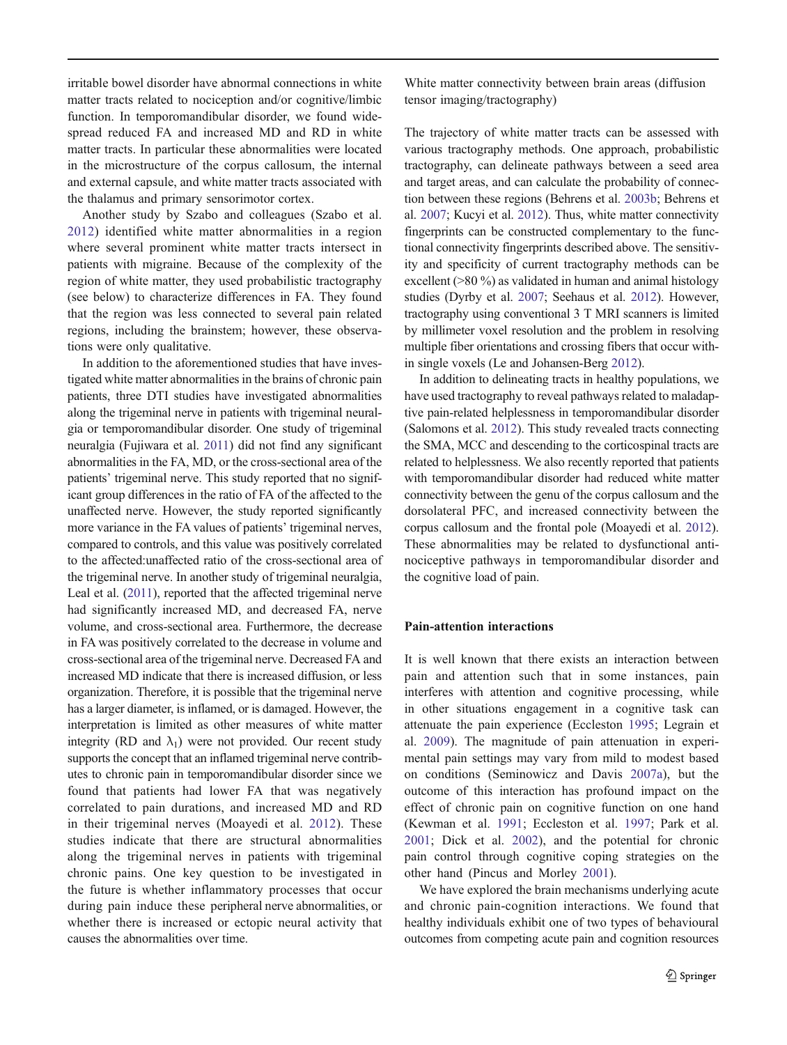irritable bowel disorder have abnormal connections in white matter tracts related to nociception and/or cognitive/limbic function. In temporomandibular disorder, we found widespread reduced FA and increased MD and RD in white matter tracts. In particular these abnormalities were located in the microstructure of the corpus callosum, the internal and external capsule, and white matter tracts associated with the thalamus and primary sensorimotor cortex.

Another study by Szabo and colleagues (Szabo et al. 2012) identified white matter abnormalities in a region where several prominent white matter tracts intersect in patients with migraine. Because of the complexity of the region of white matter, they used probabilistic tractography (see below) to characterize differences in FA. They found that the region was less connected to several pain related regions, including the brainstem; however, these observations were only qualitative.

In addition to the aforementioned studies that have investigated white matter abnormalities in the brains of chronic pain patients, three DTI studies have investigated abnormalities along the trigeminal nerve in patients with trigeminal neuralgia or temporomandibular disorder. One study of trigeminal neuralgia (Fujiwara et al. 2011) did not find any significant abnormalities in the FA, MD, or the cross-sectional area of the patients' trigeminal nerve. This study reported that no significant group differences in the ratio of FA of the affected to the unaffected nerve. However, the study reported significantly more variance in the FA values of patients' trigeminal nerves, compared to controls, and this value was positively correlated to the affected:unaffected ratio of the cross-sectional area of the trigeminal nerve. In another study of trigeminal neuralgia, Leal et al. (2011), reported that the affected trigeminal nerve had significantly increased MD, and decreased FA, nerve volume, and cross-sectional area. Furthermore, the decrease in FA was positively correlated to the decrease in volume and cross-sectional area of the trigeminal nerve. Decreased FA and increased MD indicate that there is increased diffusion, or less organization. Therefore, it is possible that the trigeminal nerve has a larger diameter, is inflamed, or is damaged. However, the interpretation is limited as other measures of white matter integrity (RD and $\lambda_1$) were not provided. Our recent study supports the concept that an inflamed trigeminal nerve contributes to chronic pain in temporomandibular disorder since we found that patients had lower FA that was negatively correlated to pain durations, and increased MD and RD in their trigeminal nerves (Moayedi et al. 2012). These studies indicate that there are structural abnormalities along the trigeminal nerves in patients with trigeminal chronic pains. One key question to be investigated in the future is whether inflammatory processes that occur during pain induce these peripheral nerve abnormalities, or whether there is increased or ectopic neural activity that causes the abnormalities over time.

White matter connectivity between brain areas (diffusion tensor imaging/tractography)

The trajectory of white matter tracts can be assessed with various tractography methods. One approach, probabilistic tractography, can delineate pathways between a seed area and target areas, and can calculate the probability of connection between these regions (Behrens et al. 2003b; Behrens et al. 2007; Kucyi et al. 2012). Thus, white matter connectivity fingerprints can be constructed complementary to the functional connectivity fingerprints described above. The sensitivity and specificity of current tractography methods can be excellent (>80 %) as validated in human and animal histology studies (Dyrby et al. 2007; Seehaus et al. 2012). However, tractography using conventional 3 T MRI scanners is limited by millimeter voxel resolution and the problem in resolving multiple fiber orientations and crossing fibers that occur within single voxels (Le and Johansen-Berg 2012).

In addition to delineating tracts in healthy populations, we have used tractography to reveal pathways related to maladaptive pain-related helplessness in temporomandibular disorder (Salomons et al. 2012). This study revealed tracts connecting the SMA, MCC and descending to the corticospinal tracts are related to helplessness. We also recently reported that patients with temporomandibular disorder had reduced white matter connectivity between the genu of the corpus callosum and the dorsolateral PFC, and increased connectivity between the corpus callosum and the frontal pole (Moayedi et al. 2012). These abnormalities may be related to dysfunctional antinociceptive pathways in temporomandibular disorder and the cognitive load of pain.

## Pain-attention interactions

It is well known that there exists an interaction between pain and attention such that in some instances, pain interferes with attention and cognitive processing, while in other situations engagement in a cognitive task can attenuate the pain experience (Eccleston 1995; Legrain et al. 2009). The magnitude of pain attenuation in experimental pain settings may vary from mild to modest based on conditions (Seminowicz and Davis 2007a), but the outcome of this interaction has profound impact on the effect of chronic pain on cognitive function on one hand (Kewman et al. 1991; Eccleston et al. 1997; Park et al. 2001; Dick et al. 2002), and the potential for chronic pain control through cognitive coping strategies on the other hand (Pincus and Morley 2001).

We have explored the brain mechanisms underlying acute and chronic pain-cognition interactions. We found that healthy individuals exhibit one of two types of behavioural outcomes from competing acute pain and cognition resources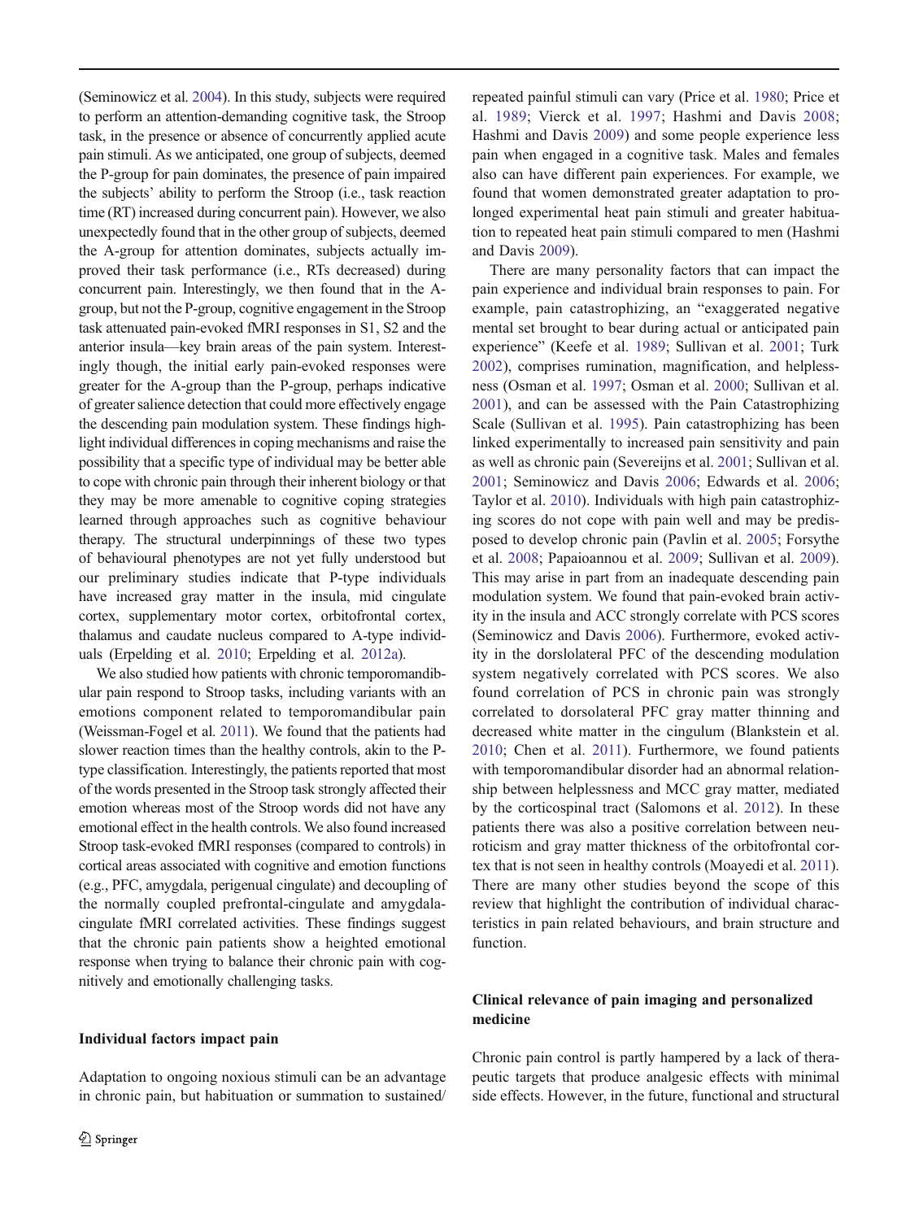(Seminowicz et al. 2004). In this study, subjects were required to perform an attention-demanding cognitive task, the Stroop task, in the presence or absence of concurrently applied acute pain stimuli. As we anticipated, one group of subjects, deemed the P-group for pain dominates, the presence of pain impaired the subjects' ability to perform the Stroop (i.e., task reaction time (RT) increased during concurrent pain). However, we also unexpectedly found that in the other group of subjects, deemed the A-group for attention dominates, subjects actually improved their task performance (i.e., RTs decreased) during concurrent pain. Interestingly, we then found that in the A-group, but not the P-group, cognitive engagement in the Stroop task attenuated pain-evoked fMRI responses in S1, S2 and the anterior insula—key brain areas of the pain system. Interestingly though, the initial early pain-evoked responses were greater for the A-group than the P-group, perhaps indicative of greater salience detection that could more effectively engage the descending pain modulation system. These findings highlight individual differences in coping mechanisms and raise the possibility that a specific type of individual may be better able to cope with chronic pain through their inherent biology or that they may be more amenable to cognitive coping strategies learned through approaches such as cognitive behaviour therapy. The structural underpinnings of these two types of behavioural phenotypes are not yet fully understood but our preliminary studies indicate that P-type individuals have increased gray matter in the insula, mid cingulate cortex, supplementary motor cortex, orbitofrontal cortex, thalamus and caudate nucleus compared to A-type individuals (Erpelding et al. 2010; Erpelding et al. 2012a).

We also studied how patients with chronic temporomandibular pain respond to Stroop tasks, including variants with an emotions component related to temporomandibular pain (Weissman-Fogel et al. 2011). We found that the patients had slower reaction times than the healthy controls, akin to the P-type classification. Interestingly, the patients reported that most of the words presented in the Stroop task strongly affected their emotion whereas most of the Stroop words did not have any emotional effect in the health controls. We also found increased Stroop task-evoked fMRI responses (compared to controls) in cortical areas associated with cognitive and emotion functions (e.g., PFC, amygdala, perigenual cingulate) and decoupling of the normally coupled prefrontal-cingulate and amygdala-cingulate fMRI correlated activities. These findings suggest that the chronic pain patients show a heighted emotional response when trying to balance their chronic pain with cognitively and emotionally challenging tasks.

## Individual factors impact pain

Adaptation to ongoing noxious stimuli can be an advantage in chronic pain, but habituation or summation to sustained/repeated painful stimuli can vary (Price et al. 1980; Price et al. 1989; Vierck et al. 1997; Hashmi and Davis 2008; Hashmi and Davis 2009) and some people experience less pain when engaged in a cognitive task. Males and females also can have different pain experiences. For example, we found that women demonstrated greater adaptation to prolonged experimental heat pain stimuli and greater habituation to repeated heat pain stimuli compared to men (Hashmi and Davis 2009).

There are many personality factors that can impact the pain experience and individual brain responses to pain. For example, pain catastrophizing, an "exaggerated negative mental set brought to bear during actual or anticipated pain experience" (Keefe et al. 1989; Sullivan et al. 2001; Turk 2002), comprises rumination, magnification, and helplessness (Osman et al. 1997; Osman et al. 2000; Sullivan et al. 2001), and can be assessed with the Pain Catastrophizing Scale (Sullivan et al. 1995). Pain catastrophizing has been linked experimentally to increased pain sensitivity and pain as well as chronic pain (Severeijns et al. 2001; Sullivan et al. 2001; Seminowicz and Davis 2006; Edwards et al. 2006; Taylor et al. 2010). Individuals with high pain catastrophizing scores do not cope with pain well and may be predisposed to develop chronic pain (Pavlin et al. 2005; Forsythe et al. 2008; Papaioannou et al. 2009; Sullivan et al. 2009). This may arise in part from an inadequate descending pain modulation system. We found that pain-evoked brain activity in the insula and ACC strongly correlate with PCS scores (Seminowicz and Davis 2006). Furthermore, evoked activity in the dorslolateral PFC of the descending modulation system negatively correlated with PCS scores. We also found correlation of PCS in chronic pain was strongly correlated to dorsolateral PFC gray matter thinning and decreased white matter in the cingulum (Blankstein et al. 2010; Chen et al. 2011). Furthermore, we found patients with temporomandibular disorder had an abnormal relationship between helplessness and MCC gray matter, mediated by the corticospinal tract (Salomons et al. 2012). In these patients there was also a positive correlation between neuroticism and gray matter thickness of the orbitofrontal cortex that is not seen in healthy controls (Moayedi et al. 2011). There are many other studies beyond the scope of this review that highlight the contribution of individual characteristics in pain related behaviours, and brain structure and function.

## Clinical relevance of pain imaging and personalized medicine

Chronic pain control is partly hampered by a lack of therapeutic targets that produce analgesic effects with minimal side effects. However, in the future, functional and structural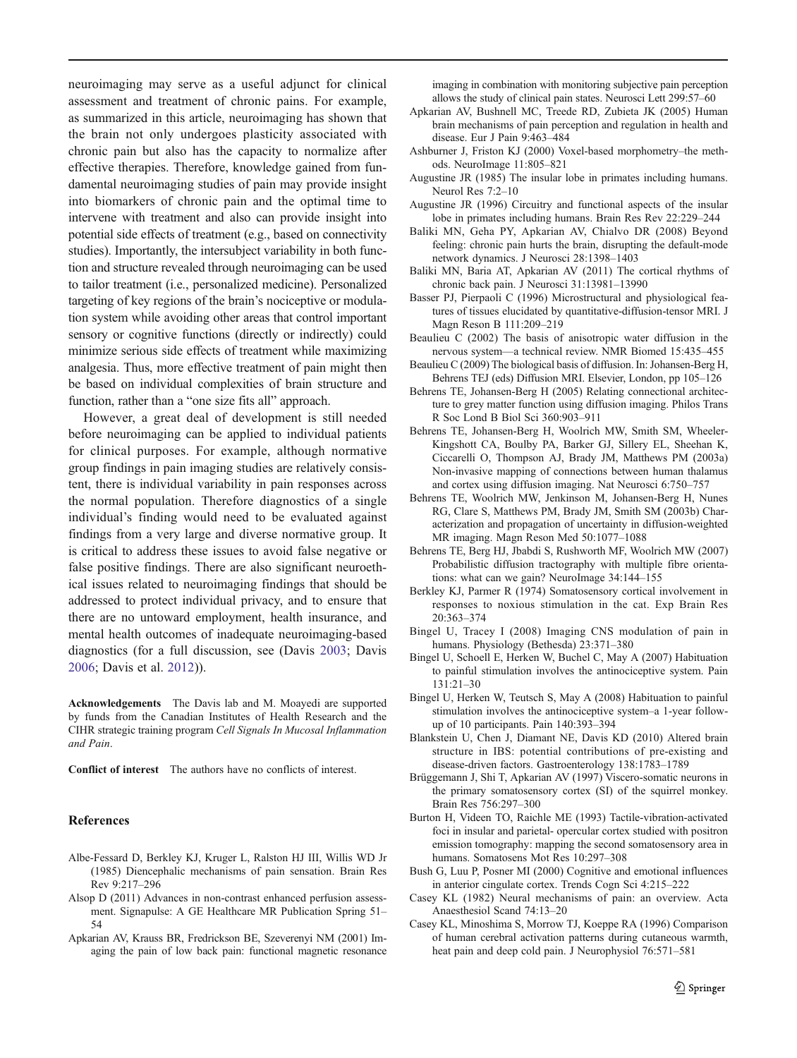neuroimaging may serve as a useful adjunct for clinical assessment and treatment of chronic pains. For example, as summarized in this article, neuroimaging has shown that the brain not only undergoes plasticity associated with chronic pain but also has the capacity to normalize after effective therapies. Therefore, knowledge gained from fundamental neuroimaging studies of pain may provide insight into biomarkers of chronic pain and the optimal time to intervene with treatment and also can provide insight into potential side effects of treatment (e.g., based on connectivity studies). Importantly, the intersubject variability in both function and structure revealed through neuroimaging can be used to tailor treatment (i.e., personalized medicine). Personalized targeting of key regions of the brain's nociceptive or modulation system while avoiding other areas that control important sensory or cognitive functions (directly or indirectly) could minimize serious side effects of treatment while maximizing analgesia. Thus, more effective treatment of pain might then be based on individual complexities of brain structure and function, rather than a "one size fits all" approach.

However, a great deal of development is still needed before neuroimaging can be applied to individual patients for clinical purposes. For example, although normative group findings in pain imaging studies are relatively consistent, there is individual variability in pain responses across the normal population. Therefore diagnostics of a single individual's finding would need to be evaluated against findings from a very large and diverse normative group. It is critical to address these issues to avoid false negative or false positive findings. There are also significant neuroethical issues related to neuroimaging findings that should be addressed to protect individual privacy, and to ensure that there are no untoward employment, health insurance, and mental health outcomes of inadequate neuroimaging-based diagnostics (for a full discussion, see (Davis 2003; Davis 2006; Davis et al. 2012)).

**Acknowledgements** The Davis lab and M. Moayedi are supported by funds from the Canadian Institutes of Health Research and the CIHR strategic training program *Cell Signals In Mucosal Inflammation and Pain*.

**Conflict of interest** The authors have no conflicts of interest.

## References

Albe-Fessard D, Berkley KJ, Kruger L, Ralston HJ III, Willis WD Jr (1985) Diencephalic mechanisms of pain sensation. Brain Res Rev 9:217–296

Alsop D (2011) Advances in non-contrast enhanced perfusion assessment. Signapulse: A GE Healthcare MR Publication Spring 51–54

Apkarian AV, Krauss BR, Fredrickson BE, Szeverenyi NM (2001) Imaging the pain of low back pain: functional magnetic resonance imaging in combination with monitoring subjective pain perception allows the study of clinical pain states. Neurosci Lett 299:57–60

Apkarian AV, Bushnell MC, Treede RD, Zubieta JK (2005) Human brain mechanisms of pain perception and regulation in health and disease. Eur J Pain 9:463–484

Ashburner J, Friston KJ (2000) Voxel-based morphometry–the methods. NeuroImage 11:805–821

Augustine JR (1985) The insular lobe in primates including humans. Neurol Res 7:2–10

Augustine JR (1996) Circuitry and functional aspects of the insular lobe in primates including humans. Brain Res Rev 22:229–244

Baliki MN, Geha PY, Apkarian AV, Chialvo DR (2008) Beyond feeling: chronic pain hurts the brain, disrupting the default-mode network dynamics. J Neurosci 28:1398–1403

Baliki MN, Baria AT, Apkarian AV (2011) The cortical rhythms of chronic back pain. J Neurosci 31:13981–13990

Basser PJ, Pierpaoli C (1996) Microstructural and physiological features of tissues elucidated by quantitative-diffusion-tensor MRI. J Magn Reson B 111:209–219

Beaulieu C (2002) The basis of anisotropic water diffusion in the nervous system—a technical review. NMR Biomed 15:435–455

Beaulieu C (2009) The biological basis of diffusion. In: Johansen-Berg H, Behrens TEJ (eds) Diffusion MRI. Elsevier, London, pp 105–126

Behrens TE, Johansen-Berg H (2005) Relating connectional architecture to grey matter function using diffusion imaging. Philos Trans R Soc Lond B Biol Sci 360:903–911

Behrens TE, Johansen-Berg H, Woolrich MW, Smith SM, Wheeler-Kingshott CA, Boulby PA, Barker GJ, Sillery EL, Sheehan K, Ciccarelli O, Thompson AJ, Brady JM, Matthews PM (2003a) Non-invasive mapping of connections between human thalamus and cortex using diffusion imaging. Nat Neurosci 6:750–757

Behrens TE, Woolrich MW, Jenkinson M, Johansen-Berg H, Nunes RG, Clare S, Matthews PM, Brady JM, Smith SM (2003b) Characterization and propagation of uncertainty in diffusion-weighted MR imaging. Magn Reson Med 50:1077–1088

Behrens TE, Berg HJ, Jbabdi S, Rushworth MF, Woolrich MW (2007) Probabilistic diffusion tractography with multiple fibre orientations: what can we gain? NeuroImage 34:144–155

Berkley KJ, Parmer R (1974) Somatosensory cortical involvement in responses to noxious stimulation in the cat. Exp Brain Res 20:363–374

Bingel U, Tracey I (2008) Imaging CNS modulation of pain in humans. Physiology (Bethesda) 23:371–380

Bingel U, Schoell E, Herken W, Buchel C, May A (2007) Habituation to painful stimulation involves the antinociceptive system. Pain 131:21–30

Bingel U, Herken W, Teutsch S, May A (2008) Habituation to painful stimulation involves the antinociceptive system–a 1-year follow-up of 10 participants. Pain 140:393–394

Blankstein U, Chen J, Diamant NE, Davis KD (2010) Altered brain structure in IBS: potential contributions of pre-existing and disease-driven factors. Gastroenterology 138:1783–1789

Brüggemann J, Shi T, Apkarian AV (1997) Viscero-somatic neurons in the primary somatosensory cortex (SI) of the squirrel monkey. Brain Res 756:297–300

Burton H, Videen TO, Raichle ME (1993) Tactile-vibration-activated foci in insular and parietal- opercular cortex studied with positron emission tomography: mapping the second somatosensory area in humans. Somatosens Mot Res 10:297–308

Bush G, Luu P, Posner MI (2000) Cognitive and emotional influences in anterior cingulate cortex. Trends Cogn Sci 4:215–222

Casey KL (1982) Neural mechanisms of pain: an overview. Acta Anaesthesiol Scand 74:13–20

Casey KL, Minoshima S, Morrow TJ, Koeppe RA (1996) Comparison of human cerebral activation patterns during cutaneous warmth, heat pain and deep cold pain. J Neurophysiol 76:571–581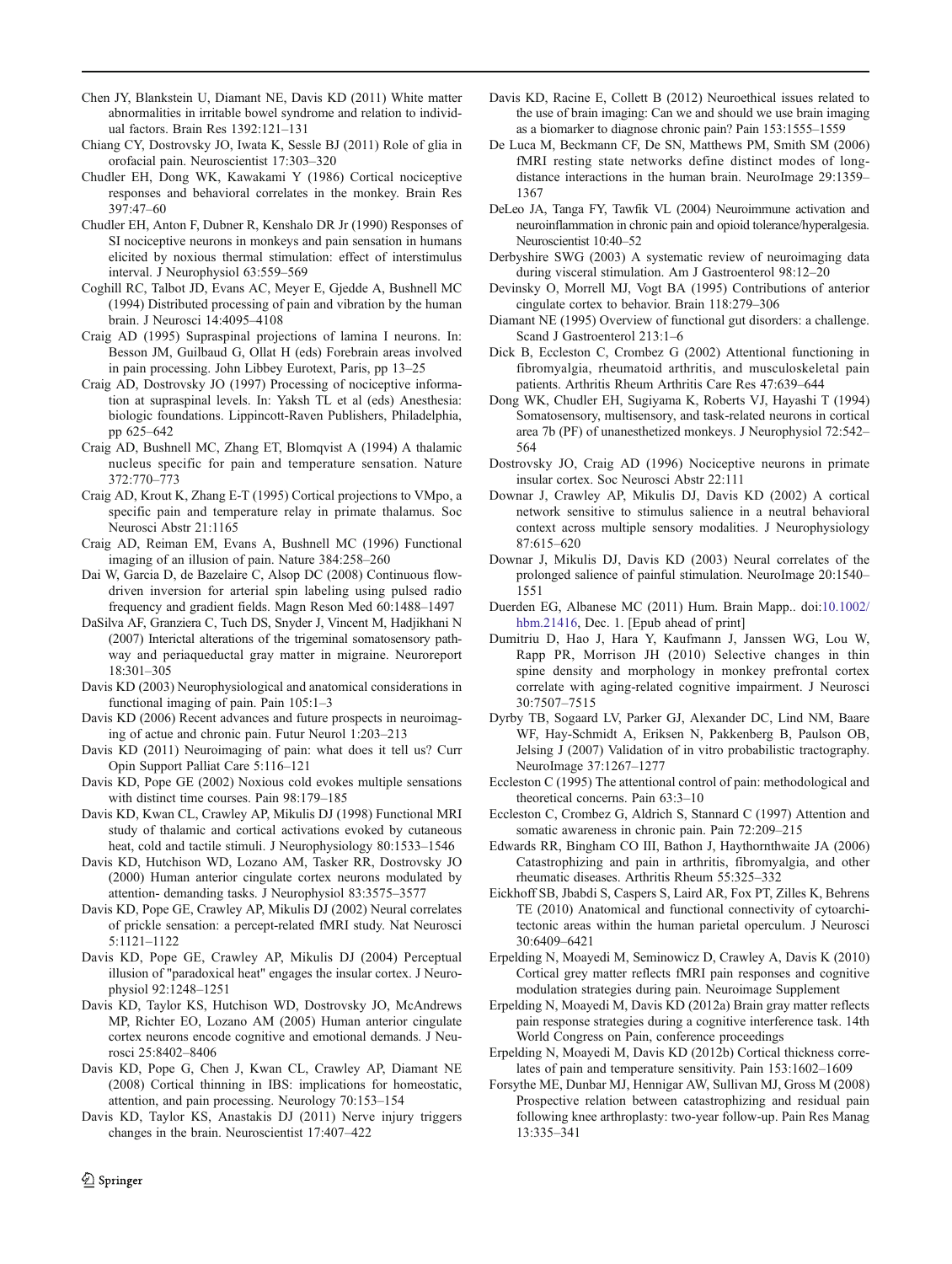Chen JY, Blankstein U, Diamant NE, Davis KD (2011) White matter abnormalities in irritable bowel syndrome and relation to individual factors. Brain Res 1392:121–131

Chiang CY, Dostrovsky JO, Iwata K, Sessle BJ (2011) Role of glia in orofacial pain. Neuroscientist 17:303–320

Chudler EH, Dong WK, Kawakami Y (1986) Cortical nociceptive responses and behavioral correlates in the monkey. Brain Res 397:47–60

Chudler EH, Anton F, Dubner R, Kenshalo DR Jr (1990) Responses of SI nociceptive neurons in monkeys and pain sensation in humans elicited by noxious thermal stimulation: effect of interstimulus interval. J Neurophysiol 63:559–569

Coghill RC, Talbot JD, Evans AC, Meyer E, Gjedde A, Bushnell MC (1994) Distributed processing of pain and vibration by the human brain. J Neurosci 14:4095–4108

Craig AD (1995) Supraspinal projections of lamina I neurons. In: Besson JM, Guilbaud G, Ollat H (eds) Forebrain areas involved in pain processing. John Libbey Eurotext, Paris, pp 13–25

Craig AD, Dostrovsky JO (1997) Processing of nociceptive information at supraspinal levels. In: Yaksh TL et al (eds) Anesthesia: biologic foundations. Lippincott-Raven Publishers, Philadelphia, pp 625–642

Craig AD, Bushnell MC, Zhang ET, Blomqvist A (1994) A thalamic nucleus specific for pain and temperature sensation. Nature 372:770–773

Craig AD, Krout K, Zhang E-T (1995) Cortical projections to VMpo, a specific pain and temperature relay in primate thalamus. Soc Neurosci Abstr 21:1165

Craig AD, Reiman EM, Evans A, Bushnell MC (1996) Functional imaging of an illusion of pain. Nature 384:258–260

Dai W, Garcia D, de Bazelaire C, Alsop DC (2008) Continuous flow-driven inversion for arterial spin labeling using pulsed radio frequency and gradient fields. Magn Reson Med 60:1488–1497

DaSilva AF, Granziera C, Tuch DS, Snyder J, Vincent M, Hadjikhani N (2007) Interictal alterations of the trigeminal somatosensory pathway and periaqueductal gray matter in migraine. Neuroreport 18:301–305

Davis KD (2003) Neurophysiological and anatomical considerations in functional imaging of pain. Pain 105:1–3

Davis KD (2006) Recent advances and future prospects in neuroimaging of actue and chronic pain. Futur Neurol 1:203–213

Davis KD (2011) Neuroimaging of pain: what does it tell us? Curr Opin Support Palliat Care 5:116–121

Davis KD, Pope GE (2002) Noxious cold evokes multiple sensations with distinct time courses. Pain 98:179–185

Davis KD, Kwan CL, Crawley AP, Mikulis DJ (1998) Functional MRI study of thalamic and cortical activations evoked by cutaneous heat, cold and tactile stimuli. J Neurophysiology 80:1533–1546

Davis KD, Hutchison WD, Lozano AM, Tasker RR, Dostrovsky JO (2000) Human anterior cingulate cortex neurons modulated by attention- demanding tasks. J Neurophysiol 83:3575–3577

Davis KD, Pope GE, Crawley AP, Mikulis DJ (2002) Neural correlates of prickle sensation: a percept-related fMRI study. Nat Neurosci 5:1121–1122

Davis KD, Pope GE, Crawley AP, Mikulis DJ (2004) Perceptual illusion of "paradoxical heat" engages the insular cortex. J Neurophysiol 92:1248–1251

Davis KD, Taylor KS, Hutchison WD, Dostrovsky JO, McAndrews MP, Richter EO, Lozano AM (2005) Human anterior cingulate cortex neurons encode cognitive and emotional demands. J Neurosci 25:8402–8406

Davis KD, Pope G, Chen J, Kwan CL, Crawley AP, Diamant NE (2008) Cortical thinning in IBS: implications for homeostatic, attention, and pain processing. Neurology 70:153–154

Davis KD, Taylor KS, Anastakis DJ (2011) Nerve injury triggers changes in the brain. Neuroscientist 17:407–422

Davis KD, Racine E, Collett B (2012) Neuroethical issues related to the use of brain imaging: Can we and should we use brain imaging as a biomarker to diagnose chronic pain? Pain 153:1555–1559

De Luca M, Beckmann CF, De SN, Matthews PM, Smith SM (2006) fMRI resting state networks define distinct modes of long-distance interactions in the human brain. NeuroImage 29:1359–1367

DeLeo JA, Tanga FY, Tawfik VL (2004) Neuroimmune activation and neuroinflammation in chronic pain and opioid tolerance/hyperalgesia. Neuroscientist 10:40–52

Derbyshire SWG (2003) A systematic review of neuroimaging data during visceral stimulation. Am J Gastroenterol 98:12–20

Devinsky O, Morrell MJ, Vogt BA (1995) Contributions of anterior cingulate cortex to behavior. Brain 118:279–306

Diamant NE (1995) Overview of functional gut disorders: a challenge. Scand J Gastroenterol 213:1–6

Dick B, Eccleston C, Crombez G (2002) Attentional functioning in fibromyalgia, rheumatoid arthritis, and musculoskeletal pain patients. Arthritis Rheum Arthritis Care Res 47:639–644

Dong WK, Chudler EH, Sugiyama K, Roberts VJ, Hayashi T (1994) Somatosensory, multisensory, and task-related neurons in cortical area 7b (PF) of unanesthetized monkeys. J Neurophysiol 72:542–564

Dostrovsky JO, Craig AD (1996) Nociceptive neurons in primate insular cortex. Soc Neurosci Abstr 22:111

Downar J, Crawley AP, Mikulis DJ, Davis KD (2002) A cortical network sensitive to stimulus salience in a neutral behavioral context across multiple sensory modalities. J Neurophysiology 87:615–620

Downar J, Mikulis DJ, Davis KD (2003) Neural correlates of the prolonged salience of painful stimulation. NeuroImage 20:1540–1551

Duerden EG, Albanese MC (2011) Hum. Brain Mapp.. doi:10.1002/hbm.21416, Dec. 1. [Epub ahead of print]

Dumitriu D, Hao J, Hara Y, Kaufmann J, Janssen WG, Lou W, Rapp PR, Morrison JH (2010) Selective changes in thin spine density and morphology in monkey prefrontal cortex correlate with aging-related cognitive impairment. J Neurosci 30:7507–7515

Dyrby TB, Sogaard LV, Parker GJ, Alexander DC, Lind NM, Baare WF, Hay-Schmidt A, Eriksen N, Pakkenberg B, Paulson OB, Jelsing J (2007) Validation of in vitro probabilistic tractography. NeuroImage 37:1267–1277

Eccleston C (1995) The attentional control of pain: methodological and theoretical concerns. Pain 63:3–10

Eccleston C, Crombez G, Aldrich S, Stannard C (1997) Attention and somatic awareness in chronic pain. Pain 72:209–215

Edwards RR, Bingham CO III, Bathon J, Haythornthwaite JA (2006) Catastrophizing and pain in arthritis, fibromyalgia, and other rheumatic diseases. Arthritis Rheum 55:325–332

Eickhoff SB, Jbabdi S, Caspers S, Laird AR, Fox PT, Zilles K, Behrens TE (2010) Anatomical and functional connectivity of cytoarchitectonic areas within the human parietal operculum. J Neurosci 30:6409–6421

Erpelding N, Moayedi M, Seminowicz D, Crawley A, Davis K (2010) Cortical grey matter reflects fMRI pain responses and cognitive modulation strategies during pain. Neuroimage Supplement

Erpelding N, Moayedi M, Davis KD (2012a) Brain gray matter reflects pain response strategies during a cognitive interference task. 14th World Congress on Pain, conference proceedings

Erpelding N, Moayedi M, Davis KD (2012b) Cortical thickness correlates of pain and temperature sensitivity. Pain 153:1602–1609

Forsythe ME, Dunbar MJ, Hennigar AW, Sullivan MJ, Gross M (2008) Prospective relation between catastrophizing and residual pain following knee arthroplasty: two-year follow-up. Pain Res Manag 13:335–341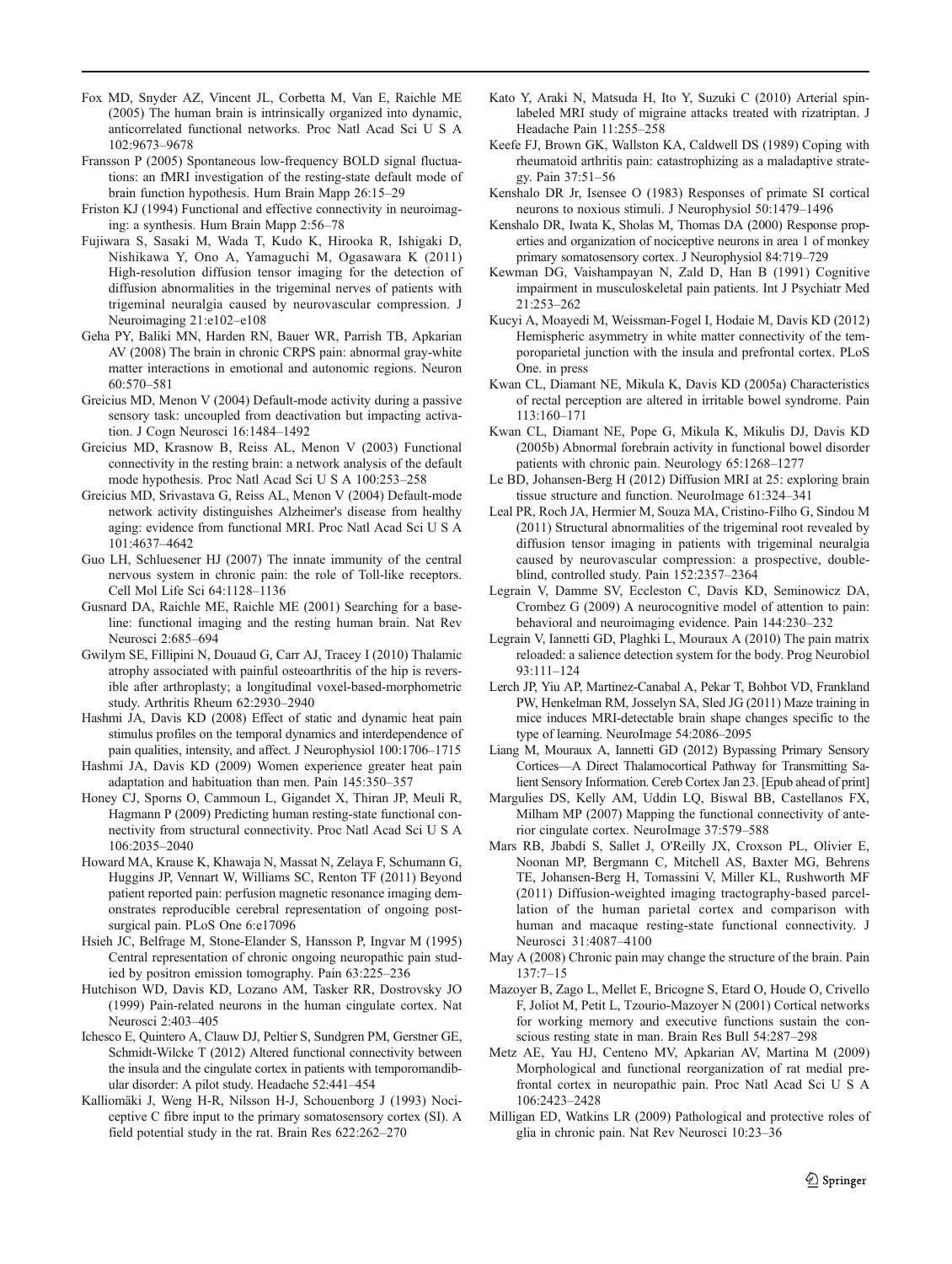Fox MD, Snyder AZ, Vincent JL, Corbetta M, Van E, Raichle ME (2005) The human brain is intrinsically organized into dynamic, anticorrelated functional networks. Proc Natl Acad Sci U S A 102:9673–9678

Fransson P (2005) Spontaneous low-frequency BOLD signal fluctuations: an fMRI investigation of the resting-state default mode of brain function hypothesis. Hum Brain Mapp 26:15–29

Friston KJ (1994) Functional and effective connectivity in neuroimaging: a synthesis. Hum Brain Mapp 2:56–78

Fujiwara S, Sasaki M, Wada T, Kudo K, Hirooka R, Ishigaki D, Nishikawa Y, Ono A, Yamaguchi M, Ogasawara K (2011) High-resolution diffusion tensor imaging for the detection of diffusion abnormalities in the trigeminal nerves of patients with trigeminal neuralgia caused by neurovascular compression. J Neuroimaging 21:e102–e108

Geha PY, Baliki MN, Harden RN, Bauer WR, Parrish TB, Apkarian AV (2008) The brain in chronic CRPS pain: abnormal gray-white matter interactions in emotional and autonomic regions. Neuron 60:570–581

Greicius MD, Menon V (2004) Default-mode activity during a passive sensory task: uncoupled from deactivation but impacting activation. J Cogn Neurosci 16:1484–1492

Greicius MD, Krasnow B, Reiss AL, Menon V (2003) Functional connectivity in the resting brain: a network analysis of the default mode hypothesis. Proc Natl Acad Sci U S A 100:253–258

Greicius MD, Srivastava G, Reiss AL, Menon V (2004) Default-mode network activity distinguishes Alzheimer's disease from healthy aging: evidence from functional MRI. Proc Natl Acad Sci U S A 101:4637–4642

Guo LH, Schluesener HJ (2007) The innate immunity of the central nervous system in chronic pain: the role of Toll-like receptors. Cell Mol Life Sci 64:1128–1136

Gusnard DA, Raichle ME, Raichle ME (2001) Searching for a baseline: functional imaging and the resting human brain. Nat Rev Neurosci 2:685–694

Gwilym SE, Fillipini N, Douaud G, Carr AJ, Tracey I (2010) Thalamic atrophy associated with painful osteoarthritis of the hip is reversible after arthroplasty; a longitudinal voxel-based-morphometric study. Arthritis Rheum 62:2930–2940

Hashmi JA, Davis KD (2008) Effect of static and dynamic heat pain stimulus profiles on the temporal dynamics and interdependence of pain qualities, intensity, and affect. J Neurophysiol 100:1706–1715

Hashmi JA, Davis KD (2009) Women experience greater heat pain adaptation and habituation than men. Pain 145:350–357

Honey CJ, Sporns O, Cammoun L, Gigandet X, Thiran JP, Meuli R, Hagmann P (2009) Predicting human resting-state functional connectivity from structural connectivity. Proc Natl Acad Sci U S A 106:2035–2040

Howard MA, Krause K, Khawaja N, Massat N, Zelaya F, Schumann G, Huggins JP, Vennart W, Williams SC, Renton TF (2011) Beyond patient reported pain: perfusion magnetic resonance imaging demonstrates reproducible cerebral representation of ongoing post-surgical pain. PLoS One 6:e17096

Hsieh JC, Belfrage M, Stone-Elander S, Hansson P, Ingvar M (1995) Central representation of chronic ongoing neuropathic pain studied by positron emission tomography. Pain 63:225–236

Hutchison WD, Davis KD, Lozano AM, Tasker RR, Dostrovsky JO (1999) Pain-related neurons in the human cingulate cortex. Nat Neurosci 2:403–405

Ichesco E, Quintero A, Clauw DJ, Peltier S, Sundgren PM, Gerstner GE, Schmidt-Wilcke T (2012) Altered functional connectivity between the insula and the cingulate cortex in patients with temporomandibular disorder: A pilot study. Headache 52:441–454

Kalliomäki J, Weng H-R, Nilsson H-J, Schouenborg J (1993) Nociceptive C fibre input to the primary somatosensory cortex (SI). A field potential study in the rat. Brain Res 622:262–270

Kato Y, Araki N, Matsuda H, Ito Y, Suzuki C (2010) Arterial spin-labeled MRI study of migraine attacks treated with rizatriptan. J Headache Pain 11:255–258

Keefe FJ, Brown GK, Wallston KA, Caldwell DS (1989) Coping with rheumatoid arthritis pain: catastrophizing as a maladaptive strategy. Pain 37:51–56

Kenshalo DR Jr, Isensee O (1983) Responses of primate SI cortical neurons to noxious stimuli. J Neurophysiol 50:1479–1496

Kenshalo DR, Iwata K, Sholas M, Thomas DA (2000) Response properties and organization of nociceptive neurons in area 1 of monkey primary somatosensory cortex. J Neurophysiol 84:719–729

Kewman DG, Vaishampayan N, Zald D, Han B (1991) Cognitive impairment in musculoskeletal pain patients. Int J Psychiatr Med 21:253–262

Kucyi A, Moayedi M, Weissman-Fogel I, Hodaie M, Davis KD (2012) Hemispheric asymmetry in white matter connectivity of the temporoparietal junction with the insula and prefrontal cortex. PLoS One. in press

Kwan CL, Diamant NE, Mikula K, Davis KD (2005a) Characteristics of rectal perception are altered in irritable bowel syndrome. Pain 113:160–171

Kwan CL, Diamant NE, Pope G, Mikula K, Mikulis DJ, Davis KD (2005b) Abnormal forebrain activity in functional bowel disorder patients with chronic pain. Neurology 65:1268–1277

Le BD, Johansen-Berg H (2012) Diffusion MRI at 25: exploring brain tissue structure and function. NeuroImage 61:324–341

Leal PR, Roch JA, Hermier M, Souza MA, Cristino-Filho G, Sindou M (2011) Structural abnormalities of the trigeminal root revealed by diffusion tensor imaging in patients with trigeminal neuralgia caused by neurovascular compression: a prospective, double-blind, controlled study. Pain 152:2357–2364

Legrain V, Damme SV, Eccleston C, Davis KD, Seminowicz DA, Crombez G (2009) A neurocognitive model of attention to pain: behavioral and neuroimaging evidence. Pain 144:230–232

Legrain V, Iannetti GD, Plaghki L, Mouraux A (2010) The pain matrix reloaded: a salience detection system for the body. Prog Neurobiol 93:111–124

Lerch JP, Yiu AP, Martinez-Canabal A, Pekar T, Bohbot VD, Frankland PW, Henkelman RM, Josselyn SA, Sled JG (2011) Maze training in mice induces MRI-detectable brain shape changes specific to the type of learning. NeuroImage 54:2086–2095

Liang M, Mouraux A, Iannetti GD (2012) Bypassing Primary Sensory Cortices—A Direct Thalamocortical Pathway for Transmitting Salient Sensory Information. Cereb Cortex Jan 23. [Epub ahead of print]

Margulies DS, Kelly AM, Uddin LQ, Biswal BB, Castellanos FX, Milham MP (2007) Mapping the functional connectivity of anterior cingulate cortex. NeuroImage 37:579–588

Mars RB, Jbabdi S, Sallet J, O'Reilly JX, Croxson PL, Olivier E, Noonan MP, Bergmann C, Mitchell AS, Baxter MG, Behrens TE, Johansen-Berg H, Tomassini V, Miller KL, Rushworth MF (2011) Diffusion-weighted imaging tractography-based parcellation of the human parietal cortex and comparison with human and macaque resting-state functional connectivity. J Neurosci 31:4087–4100

May A (2008) Chronic pain may change the structure of the brain. Pain 137:7–15

Mazoyer B, Zago L, Mellet E, Bricogne S, Etard O, Houde O, Crivello F, Joliot M, Petit L, Tzourio-Mazoyer N (2001) Cortical networks for working memory and executive functions sustain the conscious resting state in man. Brain Res Bull 54:287–298

Metz AE, Yau HJ, Centeno MV, Apkarian AV, Martina M (2009) Morphological and functional reorganization of rat medial prefrontal cortex in neuropathic pain. Proc Natl Acad Sci U S A 106:2423–2428

Milligan ED, Watkins LR (2009) Pathological and protective roles of glia in chronic pain. Nat Rev Neurosci 10:23–36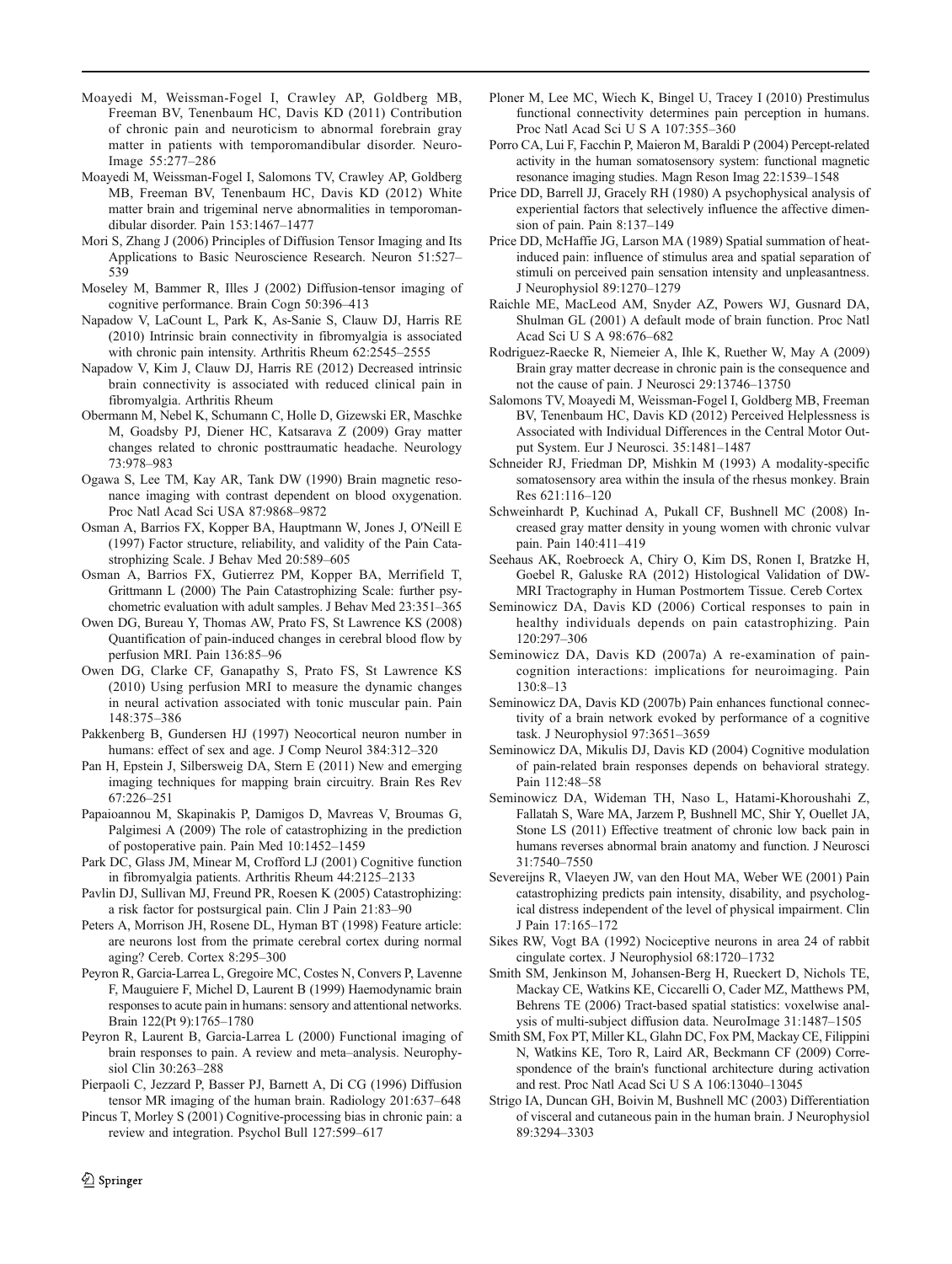Moayedi M, Weissman-Fogel I, Crawley AP, Goldberg MB, Freeman BV, Tenenbaum HC, Davis KD (2011) Contribution of chronic pain and neuroticism to abnormal forebrain gray matter in patients with temporomandibular disorder. NeuroImage 55:277–286

Moayedi M, Weissman-Fogel I, Salomons TV, Crawley AP, Goldberg MB, Freeman BV, Tenenbaum HC, Davis KD (2012) White matter brain and trigeminal nerve abnormalities in temporomandibular disorder. Pain 153:1467–1477

Mori S, Zhang J (2006) Principles of Diffusion Tensor Imaging and Its Applications to Basic Neuroscience Research. Neuron 51:527–539

Moseley M, Bammer R, Illes J (2002) Diffusion-tensor imaging of cognitive performance. Brain Cogn 50:396–413

Napadow V, LaCount L, Park K, As-Sanie S, Clauw DJ, Harris RE (2010) Intrinsic brain connectivity in fibromyalgia is associated with chronic pain intensity. Arthritis Rheum 62:2545–2555

Napadow V, Kim J, Clauw DJ, Harris RE (2012) Decreased intrinsic brain connectivity is associated with reduced clinical pain in fibromyalgia. Arthritis Rheum

Obermann M, Nebel K, Schumann C, Holle D, Gizewski ER, Maschke M, Goadsby PJ, Diener HC, Katsarava Z (2009) Gray matter changes related to chronic posttraumatic headache. Neurology 73:978–983

Ogawa S, Lee TM, Kay AR, Tank DW (1990) Brain magnetic resonance imaging with contrast dependent on blood oxygenation. Proc Natl Acad Sci USA 87:9868–9872

Osman A, Barrios FX, Kopper BA, Hauptmann W, Jones J, O'Neill E (1997) Factor structure, reliability, and validity of the Pain Catastrophizing Scale. J Behav Med 20:589–605

Osman A, Barrios FX, Gutierrez PM, Kopper BA, Merrifield T, Grittmann L (2000) The Pain Catastrophizing Scale: further psychometric evaluation with adult samples. J Behav Med 23:351–365

Owen DG, Bureau Y, Thomas AW, Prato FS, St Lawrence KS (2008) Quantification of pain-induced changes in cerebral blood flow by perfusion MRI. Pain 136:85–96

Owen DG, Clarke CF, Ganapathy S, Prato FS, St Lawrence KS (2010) Using perfusion MRI to measure the dynamic changes in neural activation associated with tonic muscular pain. Pain 148:375–386

Pakkenberg B, Gundersen HJ (1997) Neocortical neuron number in humans: effect of sex and age. J Comp Neurol 384:312–320

Pan H, Epstein J, Silbersweig DA, Stern E (2011) New and emerging imaging techniques for mapping brain circuitry. Brain Res Rev 67:226–251

Papaioannou M, Skapinakis P, Damigos D, Mavreas V, Broumas G, Palgimesi A (2009) The role of catastrophizing in the prediction of postoperative pain. Pain Med 10:1452–1459

Park DC, Glass JM, Minear M, Crofford LJ (2001) Cognitive function in fibromyalgia patients. Arthritis Rheum 44:2125–2133

Pavlin DJ, Sullivan MJ, Freund PR, Roesen K (2005) Catastrophizing: a risk factor for postsurgical pain. Clin J Pain 21:83–90

Peters A, Morrison JH, Rosene DL, Hyman BT (1998) Feature article: are neurons lost from the primate cerebral cortex during normal aging? Cereb. Cortex 8:295–300

Peyron R, Garcia-Larrea L, Gregoire MC, Costes N, Convers P, Lavenne F, Mauguiere F, Michel D, Laurent B (1999) Haemodynamic brain responses to acute pain in humans: sensory and attentional networks. Brain 122(Pt 9):1765–1780

Peyron R, Laurent B, Garcia-Larrea L (2000) Functional imaging of brain responses to pain. A review and meta–analysis. Neurophysiol Clin 30:263–288

Pierpaoli C, Jezzard P, Basser PJ, Barnett A, Di CG (1996) Diffusion tensor MR imaging of the human brain. Radiology 201:637–648

Pincus T, Morley S (2001) Cognitive-processing bias in chronic pain: a review and integration. Psychol Bull 127:599–617

Ploner M, Lee MC, Wiech K, Bingel U, Tracey I (2010) Prestimulus functional connectivity determines pain perception in humans. Proc Natl Acad Sci U S A 107:355–360

Porro CA, Lui F, Facchin P, Maieron M, Baraldi P (2004) Percept-related activity in the human somatosensory system: functional magnetic resonance imaging studies. Magn Reson Imag 22:1539–1548

Price DD, Barrell JJ, Gracely RH (1980) A psychophysical analysis of experiential factors that selectively influence the affective dimension of pain. Pain 8:137–149

Price DD, McHaffie JG, Larson MA (1989) Spatial summation of heat-induced pain: influence of stimulus area and spatial separation of stimuli on perceived pain sensation intensity and unpleasantness. J Neurophysiol 89:1270–1279

Raichle ME, MacLeod AM, Snyder AZ, Powers WJ, Gusnard DA, Shulman GL (2001) A default mode of brain function. Proc Natl Acad Sci U S A 98:676–682

Rodriguez-Raecke R, Niemeier A, Ihle K, Ruether W, May A (2009) Brain gray matter decrease in chronic pain is the consequence and not the cause of pain. J Neurosci 29:13746–13750

Salomons TV, Moayedi M, Weissman-Fogel I, Goldberg MB, Freeman BV, Tenenbaum HC, Davis KD (2012) Perceived Helplessness is Associated with Individual Differences in the Central Motor Output System. Eur J Neurosci. 35:1481–1487

Schneider RJ, Friedman DP, Mishkin M (1993) A modality-specific somatosensory area within the insula of the rhesus monkey. Brain Res 621:116–120

Schweinhardt P, Kuchinad A, Pukall CF, Bushnell MC (2008) Increased gray matter density in young women with chronic vulvar pain. Pain 140:411–419

Seehaus AK, Roebroeck A, Chiry O, Kim DS, Ronen I, Bratzke H, Goebel R, Galuske RA (2012) Histological Validation of DW-MRI Tractography in Human Postmortem Tissue. Cereb Cortex

Seminowicz DA, Davis KD (2006) Cortical responses to pain in healthy individuals depends on pain catastrophizing. Pain 120:297–306

Seminowicz DA, Davis KD (2007a) A re-examination of pain-cognition interactions: implications for neuroimaging. Pain 130:8–13

Seminowicz DA, Davis KD (2007b) Pain enhances functional connectivity of a brain network evoked by performance of a cognitive task. J Neurophysiol 97:3651–3659

Seminowicz DA, Mikulis DJ, Davis KD (2004) Cognitive modulation of pain-related brain responses depends on behavioral strategy. Pain 112:48–58

Seminowicz DA, Wideman TH, Naso L, Hatami-Khoroushahi Z, Fallatah S, Ware MA, Jarzem P, Bushnell MC, Shir Y, Ouellet JA, Stone LS (2011) Effective treatment of chronic low back pain in humans reverses abnormal brain anatomy and function. J Neurosci 31:7540–7550

Severeijns R, Vlaeyen JW, van den Hout MA, Weber WE (2001) Pain catastrophizing predicts pain intensity, disability, and psychological distress independent of the level of physical impairment. Clin J Pain 17:165–172

Sikes RW, Vogt BA (1992) Nociceptive neurons in area 24 of rabbit cingulate cortex. J Neurophysiol 68:1720–1732

Smith SM, Jenkinson M, Johansen-Berg H, Rueckert D, Nichols TE, Mackay CE, Watkins KE, Ciccarelli O, Cader MZ, Matthews PM, Behrens TE (2006) Tract-based spatial statistics: voxelwise analysis of multi-subject diffusion data. NeuroImage 31:1487–1505

Smith SM, Fox PT, Miller KL, Glahn DC, Fox PM, Mackay CE, Filippini N, Watkins KE, Toro R, Laird AR, Beckmann CF (2009) Correspondence of the brain's functional architecture during activation and rest. Proc Natl Acad Sci U S A 106:13040–13045

Strigo IA, Duncan GH, Boivin M, Bushnell MC (2003) Differentiation of visceral and cutaneous pain in the human brain. J Neurophysiol 89:3294–3303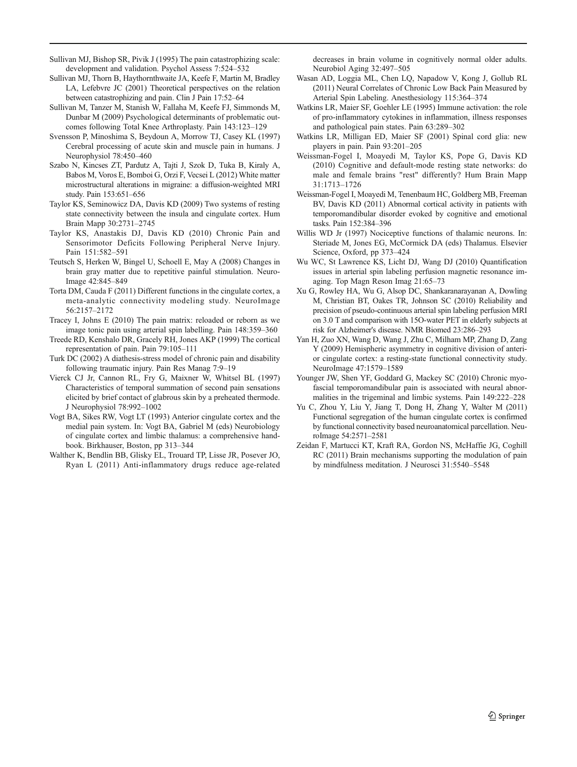Sullivan MJ, Bishop SR, Pivik J (1995) The pain catastrophizing scale: development and validation. Psychol Assess 7:524–532

Sullivan MJ, Thorn B, Haythornthwaite JA, Keefe F, Martin M, Bradley LA, Lefebvre JC (2001) Theoretical perspectives on the relation between catastrophizing and pain. Clin J Pain 17:52–64

Sullivan M, Tanzer M, Stanish W, Fallaha M, Keefe FJ, Simmonds M, Dunbar M (2009) Psychological determinants of problematic outcomes following Total Knee Arthroplasty. Pain 143:123–129

Svensson P, Minoshima S, Beydoun A, Morrow TJ, Casey KL (1997) Cerebral processing of acute skin and muscle pain in humans. J Neurophysiol 78:450–460

Szabo N, Kincses ZT, Pardutz A, Tajti J, Szok D, Tuka B, Kiraly A, Babos M, Voros E, Bomboi G, Orzi F, Vecsei L (2012) White matter microstructural alterations in migraine: a diffusion-weighted MRI study. Pain 153:651–656

Taylor KS, Seminowicz DA, Davis KD (2009) Two systems of resting state connectivity between the insula and cingulate cortex. Hum Brain Mapp 30:2731–2745

Taylor KS, Anastakis DJ, Davis KD (2010) Chronic Pain and Sensorimotor Deficits Following Peripheral Nerve Injury. Pain 151:582–591

Teutsch S, Herken W, Bingel U, Schoell E, May A (2008) Changes in brain gray matter due to repetitive painful stimulation. NeuroImage 42:845–849

Torta DM, Cauda F (2011) Different functions in the cingulate cortex, a meta-analytic connectivity modeling study. NeuroImage 56:2157–2172

Tracey I, Johns E (2010) The pain matrix: reloaded or reborn as we image tonic pain using arterial spin labelling. Pain 148:359–360

Treede RD, Kenshalo DR, Gracely RH, Jones AKP (1999) The cortical representation of pain. Pain 79:105–111

Turk DC (2002) A diathesis-stress model of chronic pain and disability following traumatic injury. Pain Res Manag 7:9–19

Vierck CJ Jr, Cannon RL, Fry G, Maixner W, Whitsel BL (1997) Characteristics of temporal summation of second pain sensations elicited by brief contact of glabrous skin by a preheated thermode. J Neurophysiol 78:992–1002

Vogt BA, Sikes RW, Vogt LT (1993) Anterior cingulate cortex and the medial pain system. In: Vogt BA, Gabriel M (eds) Neurobiology of cingulate cortex and limbic thalamus: a comprehensive handbook. Birkhauser, Boston, pp 313–344

Walther K, Bendlin BB, Glisky EL, Trouard TP, Lisse JR, Posever JO, Ryan L (2011) Anti-inflammatory drugs reduce age-related decreases in brain volume in cognitively normal older adults. Neurobiol Aging 32:497–505

Wasan AD, Loggia ML, Chen LQ, Napadow V, Kong J, Gollub RL (2011) Neural Correlates of Chronic Low Back Pain Measured by Arterial Spin Labeling. Anesthesiology 115:364–374

Watkins LR, Maier SF, Goehler LE (1995) Immune activation: the role of pro-inflammatory cytokines in inflammation, illness responses and pathological pain states. Pain 63:289–302

Watkins LR, Milligan ED, Maier SF (2001) Spinal cord glia: new players in pain. Pain 93:201–205

Weissman-Fogel I, Moayedi M, Taylor KS, Pope G, Davis KD (2010) Cognitive and default-mode resting state networks: do male and female brains "rest" differently? Hum Brain Mapp 31:1713–1726

Weissman-Fogel I, Moayedi M, Tenenbaum HC, Goldberg MB, Freeman BV, Davis KD (2011) Abnormal cortical activity in patients with temporomandibular disorder evoked by cognitive and emotional tasks. Pain 152:384–396

Willis WD Jr (1997) Nociceptive functions of thalamic neurons. In: Steriade M, Jones EG, McCormick DA (eds) Thalamus. Elsevier Science, Oxford, pp 373–424

Wu WC, St Lawrence KS, Licht DJ, Wang DJ (2010) Quantification issues in arterial spin labeling perfusion magnetic resonance imaging. Top Magn Reson Imag 21:65–73

Xu G, Rowley HA, Wu G, Alsop DC, Shankaranarayanan A, Dowling M, Christian BT, Oakes TR, Johnson SC (2010) Reliability and precision of pseudo-continuous arterial spin labeling perfusion MRI on 3.0 T and comparison with 15O-water PET in elderly subjects at risk for Alzheimer's disease. NMR Biomed 23:286–293

Yan H, Zuo XN, Wang D, Wang J, Zhu C, Milham MP, Zhang D, Zang Y (2009) Hemispheric asymmetry in cognitive division of anterior cingulate cortex: a resting-state functional connectivity study. NeuroImage 47:1579–1589

Younger JW, Shen YF, Goddard G, Mackey SC (2010) Chronic myofascial temporomandibular pain is associated with neural abnormalities in the trigeminal and limbic systems. Pain 149:222–228

Yu C, Zhou Y, Liu Y, Jiang T, Dong H, Zhang Y, Walter M (2011) Functional segregation of the human cingulate cortex is confirmed by functional connectivity based neuroanatomical parcellation. NeuroImage 54:2571–2581

Zeidan F, Martucci KT, Kraft RA, Gordon NS, McHaffie JG, Coghill RC (2011) Brain mechanisms supporting the modulation of pain by mindfulness meditation. J Neurosci 31:5540–5548